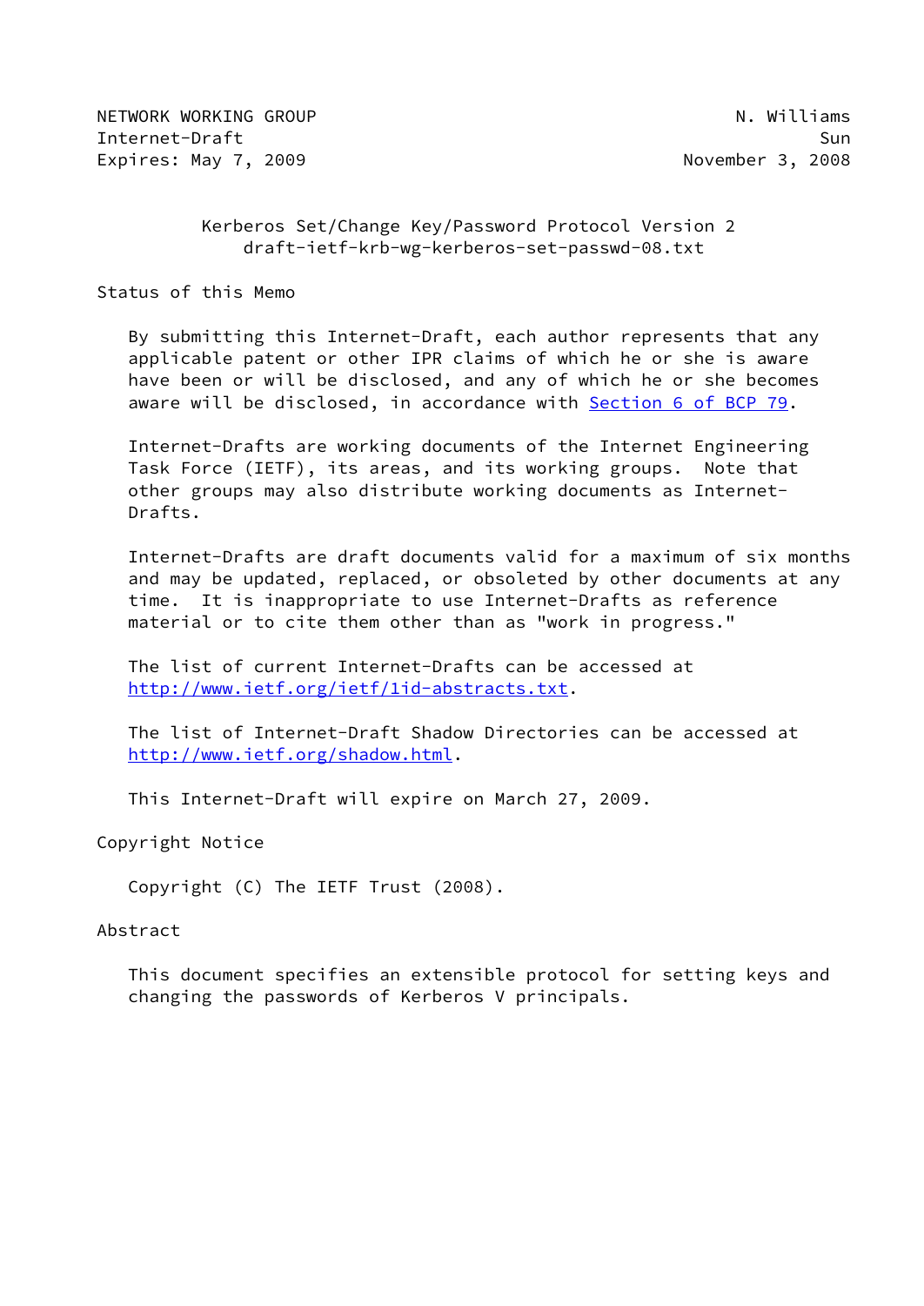NETWORK WORKING GROUP                                        N. Williams
Internet-Draft                                                       Sun
Expires: May 7, 2009                                    November 3, 2008

# Kerberos Set/Change Key/Password Protocol Version 2

draft-ietf-krb-wg-kerberos-set-passwd-08.txt

## Status of this Memo

By submitting this Internet-Draft, each author represents that any applicable patent or other IPR claims of which he or she is aware have been or will be disclosed, and any of which he or she becomes aware will be disclosed, in accordance with Section 6 of BCP 79.

Internet-Drafts are working documents of the Internet Engineering Task Force (IETF), its areas, and its working groups. Note that other groups may also distribute working documents as Internet-Drafts.

Internet-Drafts are draft documents valid for a maximum of six months and may be updated, replaced, or obsoleted by other documents at any time. It is inappropriate to use Internet-Drafts as reference material or to cite them other than as "work in progress."

The list of current Internet-Drafts can be accessed at http://www.ietf.org/ietf/1id-abstracts.txt.

The list of Internet-Draft Shadow Directories can be accessed at http://www.ietf.org/shadow.html.

This Internet-Draft will expire on March 27, 2009.

## Copyright Notice

Copyright (C) The IETF Trust (2008).

## Abstract

This document specifies an extensible protocol for setting keys and changing the passwords of Kerberos V principals.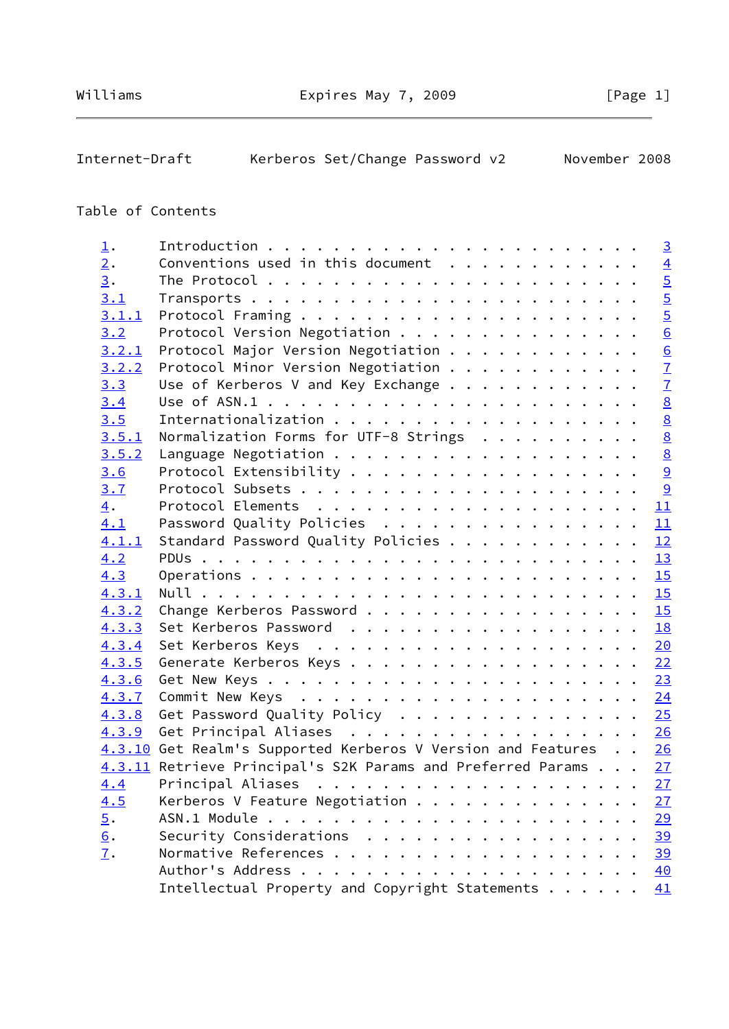Table of Contents

| | | |
|---|---|---|
| 1. | Introduction | 3 |
| 2. | Conventions used in this document | 4 |
| 3. | The Protocol | 5 |
| 3.1 | Transports | 5 |
| 3.1.1 | Protocol Framing | 5 |
| 3.2 | Protocol Version Negotiation | 6 |
| 3.2.1 | Protocol Major Version Negotiation | 6 |
| 3.2.2 | Protocol Minor Version Negotiation | 7 |
| 3.3 | Use of Kerberos V and Key Exchange | 7 |
| 3.4 | Use of ASN.1 | 8 |
| 3.5 | Internationalization | 8 |
| 3.5.1 | Normalization Forms for UTF-8 Strings | 8 |
| 3.5.2 | Language Negotiation | 8 |
| 3.6 | Protocol Extensibility | 9 |
| 3.7 | Protocol Subsets | 9 |
| 4. | Protocol Elements | 11 |
| 4.1 | Password Quality Policies | 11 |
| 4.1.1 | Standard Password Quality Policies | 12 |
| 4.2 | PDUs | 13 |
| 4.3 | Operations | 15 |
| 4.3.1 | Null | 15 |
| 4.3.2 | Change Kerberos Password | 15 |
| 4.3.3 | Set Kerberos Password | 18 |
| 4.3.4 | Set Kerberos Keys | 20 |
| 4.3.5 | Generate Kerberos Keys | 22 |
| 4.3.6 | Get New Keys | 23 |
| 4.3.7 | Commit New Keys | 24 |
| 4.3.8 | Get Password Quality Policy | 25 |
| 4.3.9 | Get Principal Aliases | 26 |
| 4.3.10 | Get Realm's Supported Kerberos V Version and Features | 26 |
| 4.3.11 | Retrieve Principal's S2K Params and Preferred Params | 27 |
| 4.4 | Principal Aliases | 27 |
| 4.5 | Kerberos V Feature Negotiation | 27 |
| 5. | ASN.1 Module | 29 |
| 6. | Security Considerations | 39 |
| 7. | Normative References | 39 |
| | Author's Address | 40 |
| | Intellectual Property and Copyright Statements | 41 |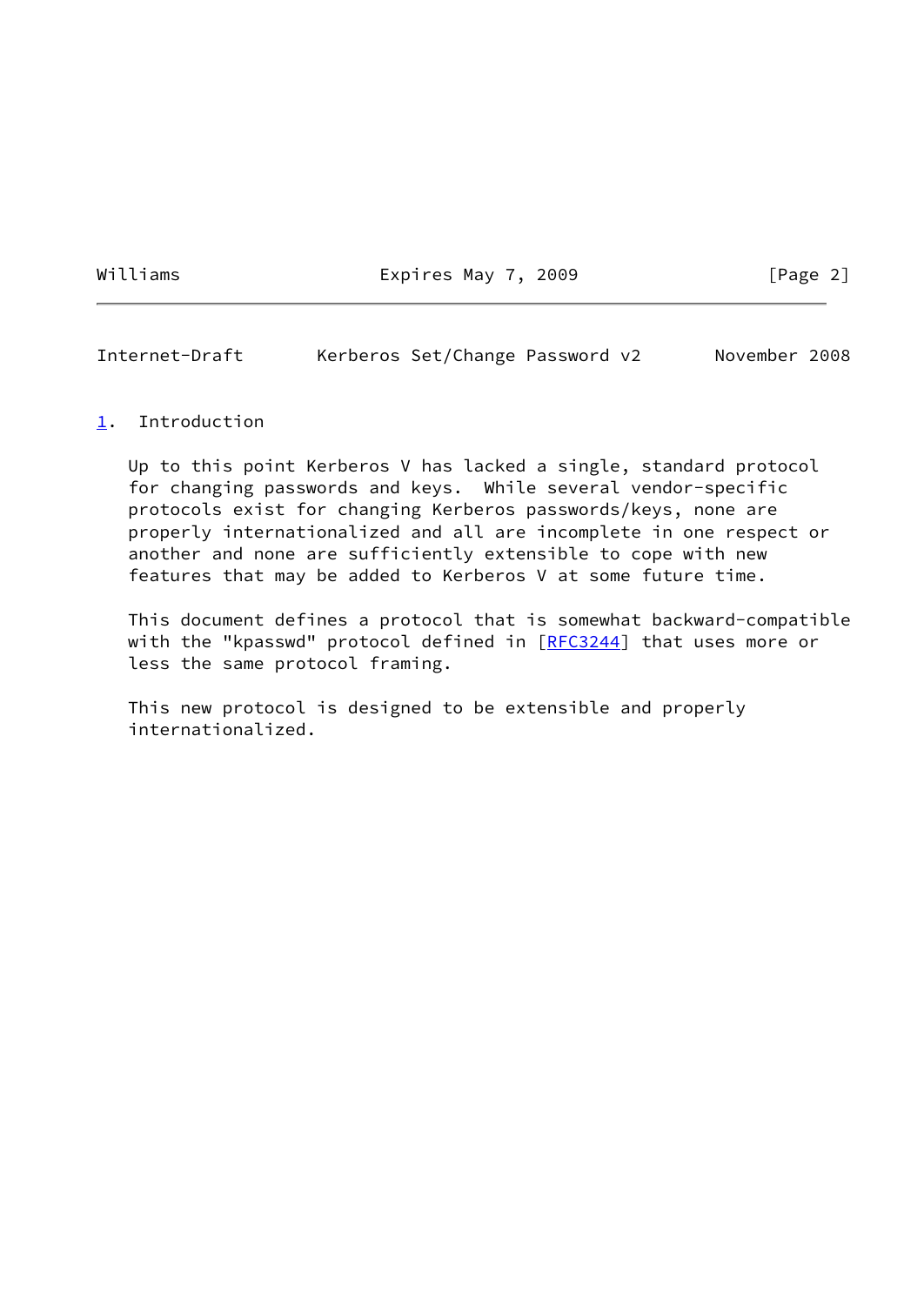# 1. Introduction

Up to this point Kerberos V has lacked a single, standard protocol for changing passwords and keys. While several vendor-specific protocols exist for changing Kerberos passwords/keys, none are properly internationalized and all are incomplete in one respect or another and none are sufficiently extensible to cope with new features that may be added to Kerberos V at some future time.

This document defines a protocol that is somewhat backward-compatible with the "kpasswd" protocol defined in [RFC3244] that uses more or less the same protocol framing.

This new protocol is designed to be extensible and properly internationalized.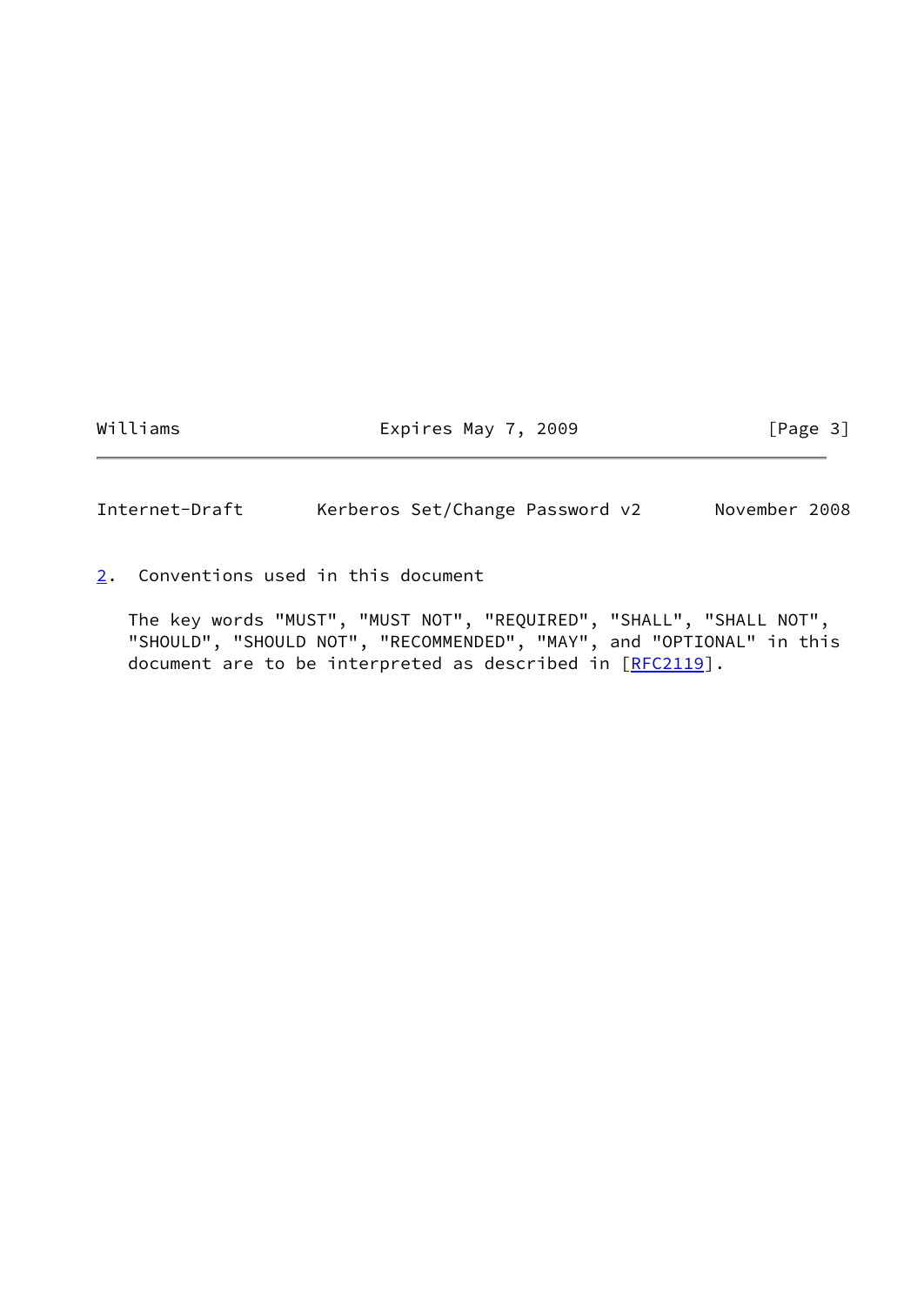## 2. Conventions used in this document

The key words "MUST", "MUST NOT", "REQUIRED", "SHALL", "SHALL NOT", "SHOULD", "SHOULD NOT", "RECOMMENDED", "MAY", and "OPTIONAL" in this document are to be interpreted as described in [RFC2119].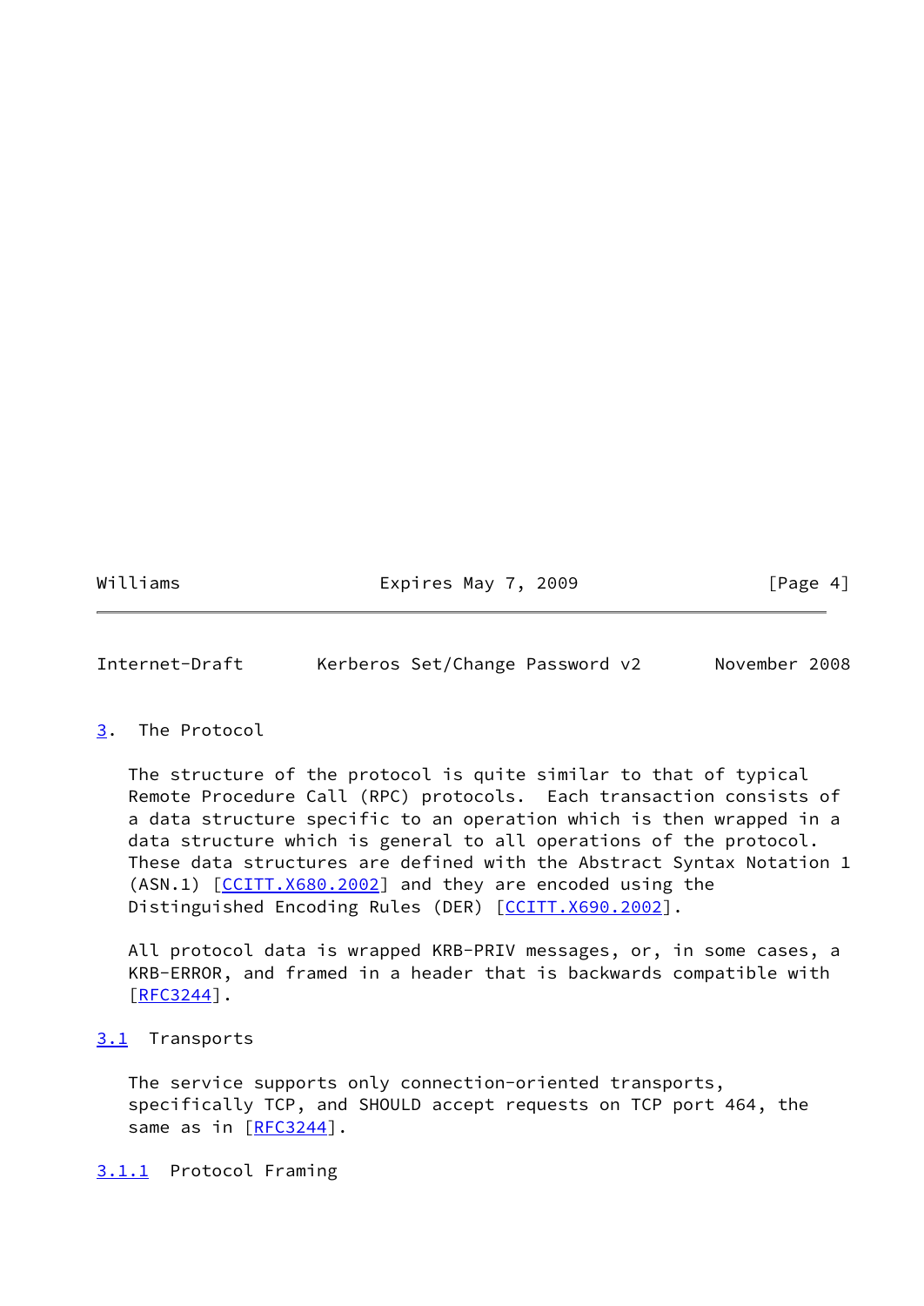## 3. The Protocol

The structure of the protocol is quite similar to that of typical Remote Procedure Call (RPC) protocols. Each transaction consists of a data structure specific to an operation which is then wrapped in a data structure which is general to all operations of the protocol. These data structures are defined with the Abstract Syntax Notation 1 (ASN.1) [CCITT.X680.2002] and they are encoded using the Distinguished Encoding Rules (DER) [CCITT.X690.2002].

All protocol data is wrapped KRB-PRIV messages, or, in some cases, a KRB-ERROR, and framed in a header that is backwards compatible with [RFC3244].

### 3.1 Transports

The service supports only connection-oriented transports, specifically TCP, and SHOULD accept requests on TCP port 464, the same as in [RFC3244].

#### 3.1.1 Protocol Framing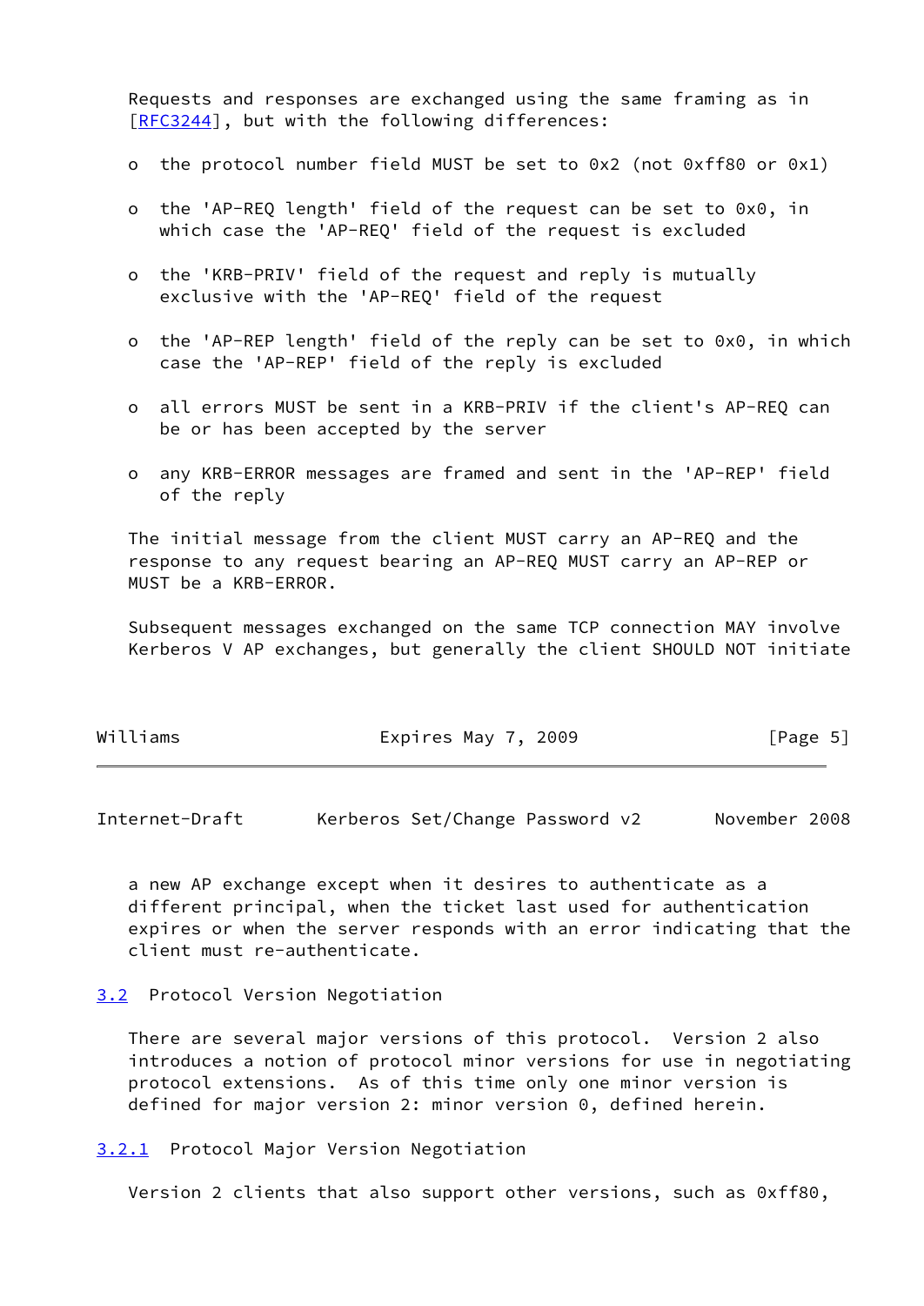Requests and responses are exchanged using the same framing as in [RFC3244], but with the following differences:

- the protocol number field MUST be set to 0x2 (not 0xff80 or 0x1)
- the 'AP-REQ length' field of the request can be set to 0x0, in which case the 'AP-REQ' field of the request is excluded
- the 'KRB-PRIV' field of the request and reply is mutually exclusive with the 'AP-REQ' field of the request
- the 'AP-REP length' field of the reply can be set to 0x0, in which case the 'AP-REP' field of the reply is excluded
- all errors MUST be sent in a KRB-PRIV if the client's AP-REQ can be or has been accepted by the server
- any KRB-ERROR messages are framed and sent in the 'AP-REP' field of the reply

The initial message from the client MUST carry an AP-REQ and the response to any request bearing an AP-REQ MUST carry an AP-REP or MUST be a KRB-ERROR.

Subsequent messages exchanged on the same TCP connection MAY involve Kerberos V AP exchanges, but generally the client SHOULD NOT initiate a new AP exchange except when it desires to authenticate as a different principal, when the ticket last used for authentication expires or when the server responds with an error indicating that the client must re-authenticate.

### 3.2 Protocol Version Negotiation

There are several major versions of this protocol. Version 2 also introduces a notion of protocol minor versions for use in negotiating protocol extensions. As of this time only one minor version is defined for major version 2: minor version 0, defined herein.

#### 3.2.1 Protocol Major Version Negotiation

Version 2 clients that also support other versions, such as 0xff80,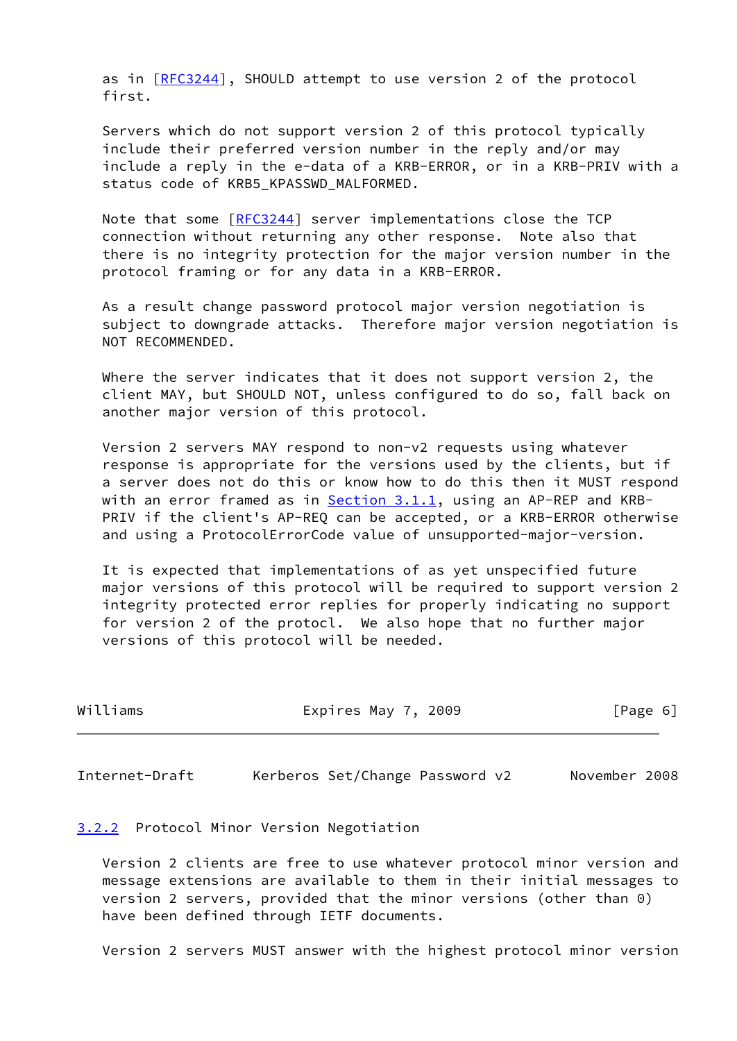as in [RFC3244], SHOULD attempt to use version 2 of the protocol first.

Servers which do not support version 2 of this protocol typically include their preferred version number in the reply and/or may include a reply in the e-data of a KRB-ERROR, or in a KRB-PRIV with a status code of KRB5_KPASSWD_MALFORMED.

Note that some [RFC3244] server implementations close the TCP connection without returning any other response. Note also that there is no integrity protection for the major version number in the protocol framing or for any data in a KRB-ERROR.

As a result change password protocol major version negotiation is subject to downgrade attacks. Therefore major version negotiation is NOT RECOMMENDED.

Where the server indicates that it does not support version 2, the client MAY, but SHOULD NOT, unless configured to do so, fall back on another major version of this protocol.

Version 2 servers MAY respond to non-v2 requests using whatever response is appropriate for the versions used by the clients, but if a server does not do this or know how to do this then it MUST respond with an error framed as in Section 3.1.1, using an AP-REP and KRB-PRIV if the client's AP-REQ can be accepted, or a KRB-ERROR otherwise and using a ProtocolErrorCode value of unsupported-major-version.

It is expected that implementations of as yet unspecified future major versions of this protocol will be required to support version 2 integrity protected error replies for properly indicating no support for version 2 of the protocl. We also hope that no further major versions of this protocol will be needed.

### 3.2.2 Protocol Minor Version Negotiation

Version 2 clients are free to use whatever protocol minor version and message extensions are available to them in their initial messages to version 2 servers, provided that the minor versions (other than 0) have been defined through IETF documents.

Version 2 servers MUST answer with the highest protocol minor version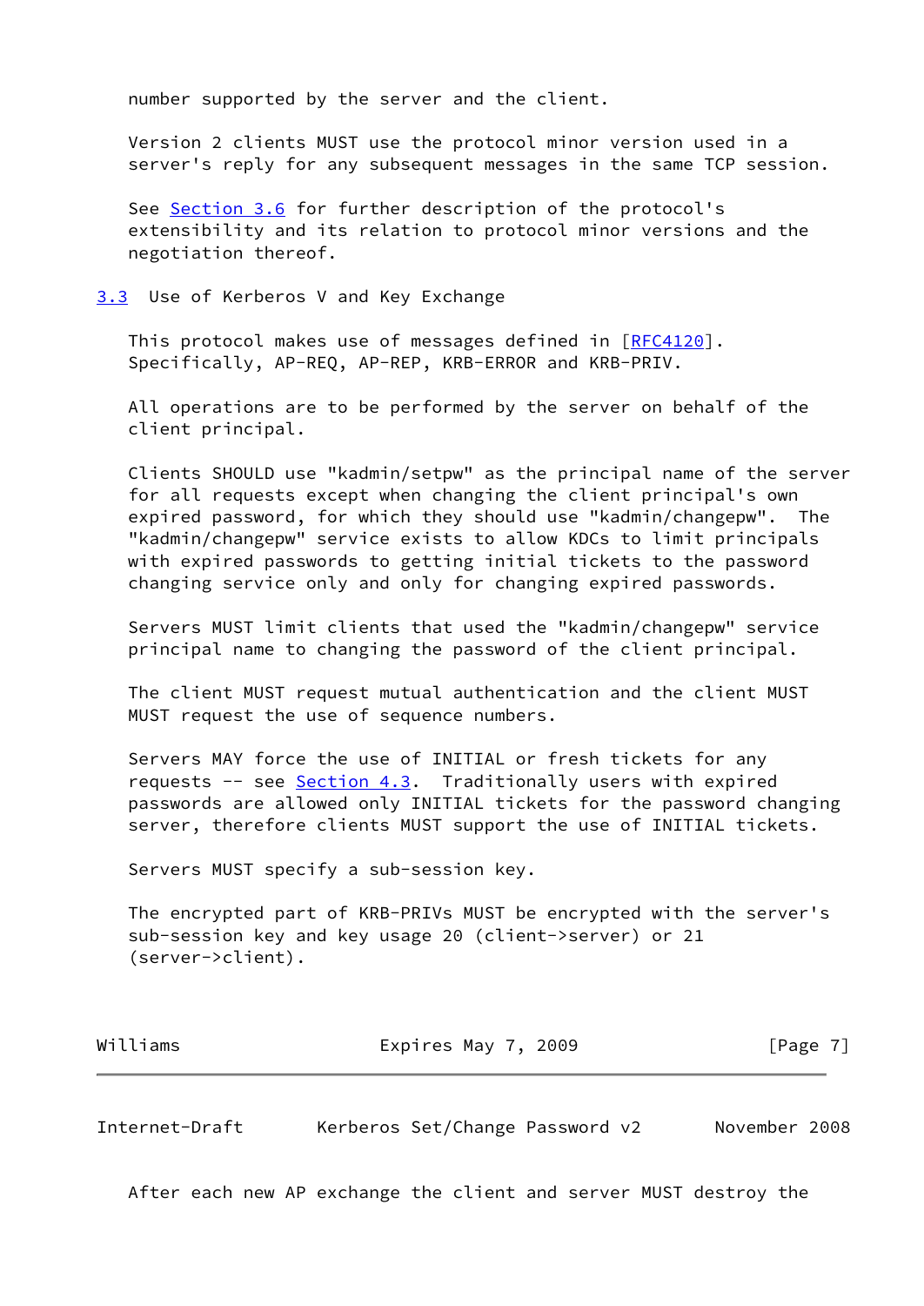number supported by the server and the client.

Version 2 clients MUST use the protocol minor version used in a server's reply for any subsequent messages in the same TCP session.

See Section 3.6 for further description of the protocol's extensibility and its relation to protocol minor versions and the negotiation thereof.

## 3.3 Use of Kerberos V and Key Exchange

This protocol makes use of messages defined in [RFC4120]. Specifically, AP-REQ, AP-REP, KRB-ERROR and KRB-PRIV.

All operations are to be performed by the server on behalf of the client principal.

Clients SHOULD use "kadmin/setpw" as the principal name of the server for all requests except when changing the client principal's own expired password, for which they should use "kadmin/changepw". The "kadmin/changepw" service exists to allow KDCs to limit principals with expired passwords to getting initial tickets to the password changing service only and only for changing expired passwords.

Servers MUST limit clients that used the "kadmin/changepw" service principal name to changing the password of the client principal.

The client MUST request mutual authentication and the client MUST MUST request the use of sequence numbers.

Servers MAY force the use of INITIAL or fresh tickets for any requests -- see Section 4.3. Traditionally users with expired passwords are allowed only INITIAL tickets for the password changing server, therefore clients MUST support the use of INITIAL tickets.

Servers MUST specify a sub-session key.

The encrypted part of KRB-PRIVs MUST be encrypted with the server's sub-session key and key usage 20 (client->server) or 21 (server->client).

After each new AP exchange the client and server MUST destroy the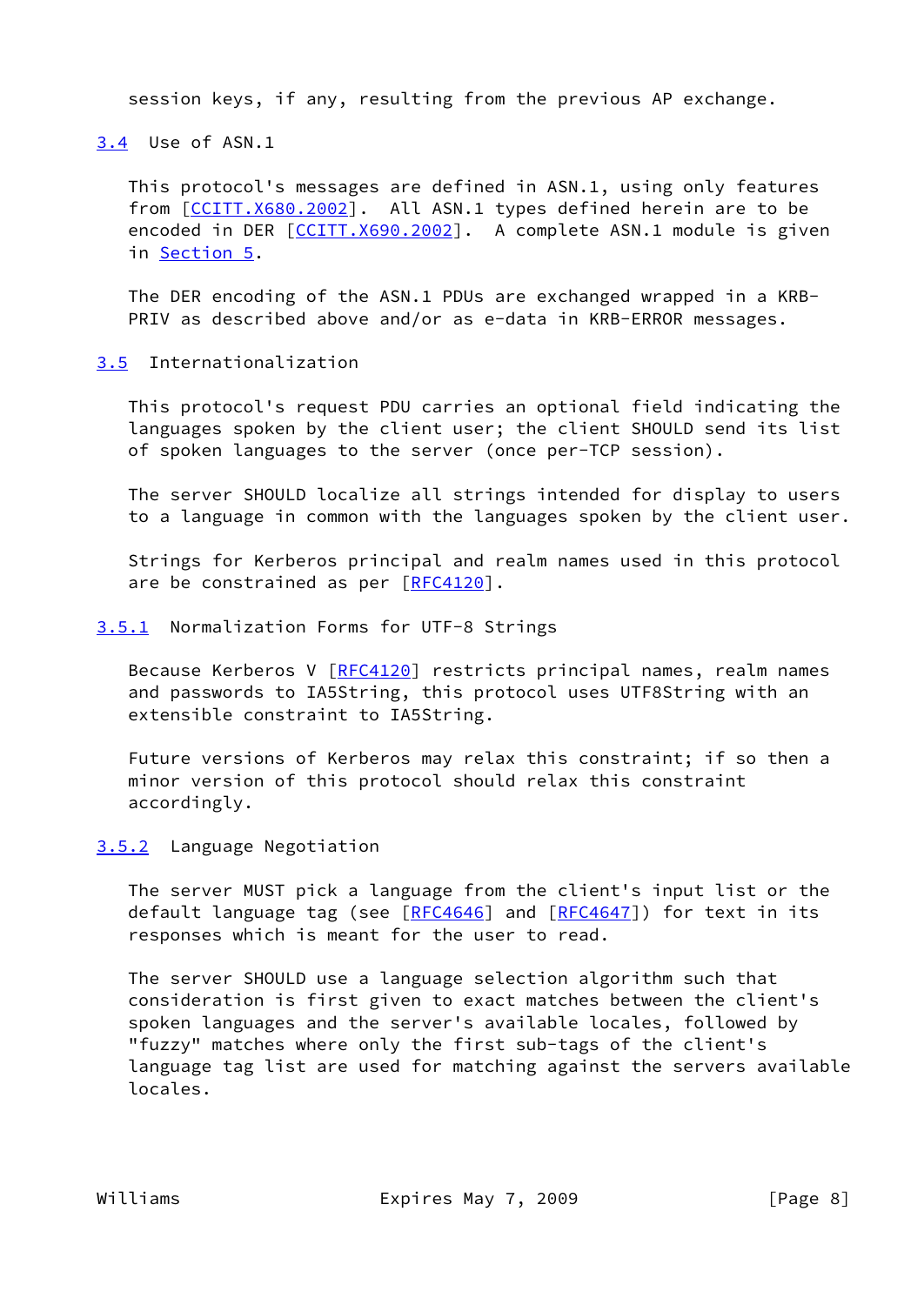session keys, if any, resulting from the previous AP exchange.

### 3.4 Use of ASN.1

This protocol's messages are defined in ASN.1, using only features from [CCITT.X680.2002]. All ASN.1 types defined herein are to be encoded in DER [CCITT.X690.2002]. A complete ASN.1 module is given in Section 5.

The DER encoding of the ASN.1 PDUs are exchanged wrapped in a KRB-PRIV as described above and/or as e-data in KRB-ERROR messages.

### 3.5 Internationalization

This protocol's request PDU carries an optional field indicating the languages spoken by the client user; the client SHOULD send its list of spoken languages to the server (once per-TCP session).

The server SHOULD localize all strings intended for display to users to a language in common with the languages spoken by the client user.

Strings for Kerberos principal and realm names used in this protocol are be constrained as per [RFC4120].

#### 3.5.1 Normalization Forms for UTF-8 Strings

Because Kerberos V [RFC4120] restricts principal names, realm names and passwords to IA5String, this protocol uses UTF8String with an extensible constraint to IA5String.

Future versions of Kerberos may relax this constraint; if so then a minor version of this protocol should relax this constraint accordingly.

#### 3.5.2 Language Negotiation

The server MUST pick a language from the client's input list or the default language tag (see [RFC4646] and [RFC4647]) for text in its responses which is meant for the user to read.

The server SHOULD use a language selection algorithm such that consideration is first given to exact matches between the client's spoken languages and the server's available locales, followed by "fuzzy" matches where only the first sub-tags of the client's language tag list are used for matching against the servers available locales.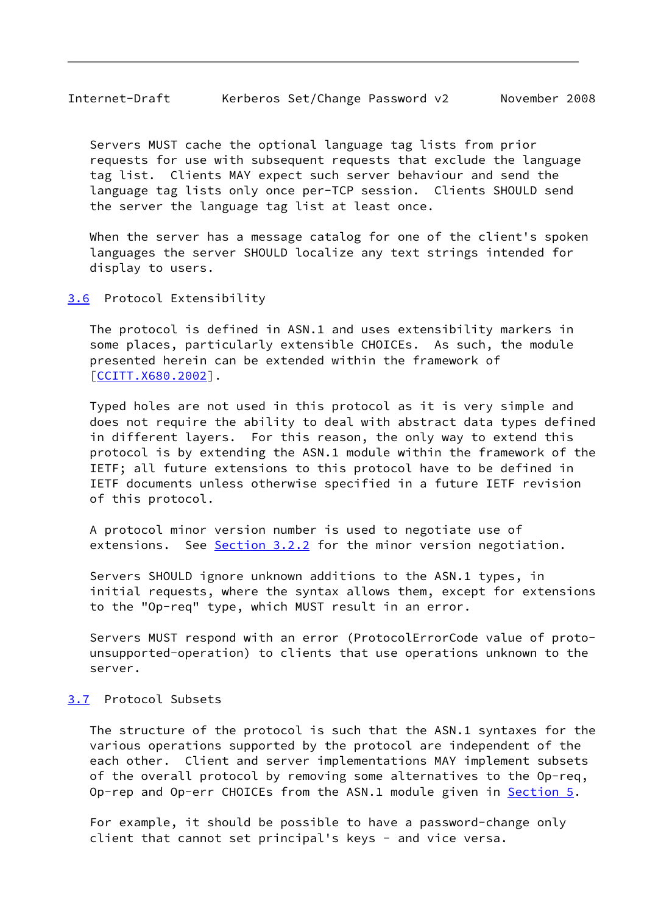Servers MUST cache the optional language tag lists from prior requests for use with subsequent requests that exclude the language tag list. Clients MAY expect such server behaviour and send the language tag lists only once per-TCP session. Clients SHOULD send the server the language tag list at least once.

When the server has a message catalog for one of the client's spoken languages the server SHOULD localize any text strings intended for display to users.

### 3.6 Protocol Extensibility

The protocol is defined in ASN.1 and uses extensibility markers in some places, particularly extensible CHOICEs. As such, the module presented herein can be extended within the framework of [CCITT.X680.2002].

Typed holes are not used in this protocol as it is very simple and does not require the ability to deal with abstract data types defined in different layers. For this reason, the only way to extend this protocol is by extending the ASN.1 module within the framework of the IETF; all future extensions to this protocol have to be defined in IETF documents unless otherwise specified in a future IETF revision of this protocol.

A protocol minor version number is used to negotiate use of extensions. See Section 3.2.2 for the minor version negotiation.

Servers SHOULD ignore unknown additions to the ASN.1 types, in initial requests, where the syntax allows them, except for extensions to the "Op-req" type, which MUST result in an error.

Servers MUST respond with an error (ProtocolErrorCode value of proto-unsupported-operation) to clients that use operations unknown to the server.

### 3.7 Protocol Subsets

The structure of the protocol is such that the ASN.1 syntaxes for the various operations supported by the protocol are independent of the each other. Client and server implementations MAY implement subsets of the overall protocol by removing some alternatives to the Op-req, Op-rep and Op-err CHOICEs from the ASN.1 module given in Section 5.

For example, it should be possible to have a password-change only client that cannot set principal's keys - and vice versa.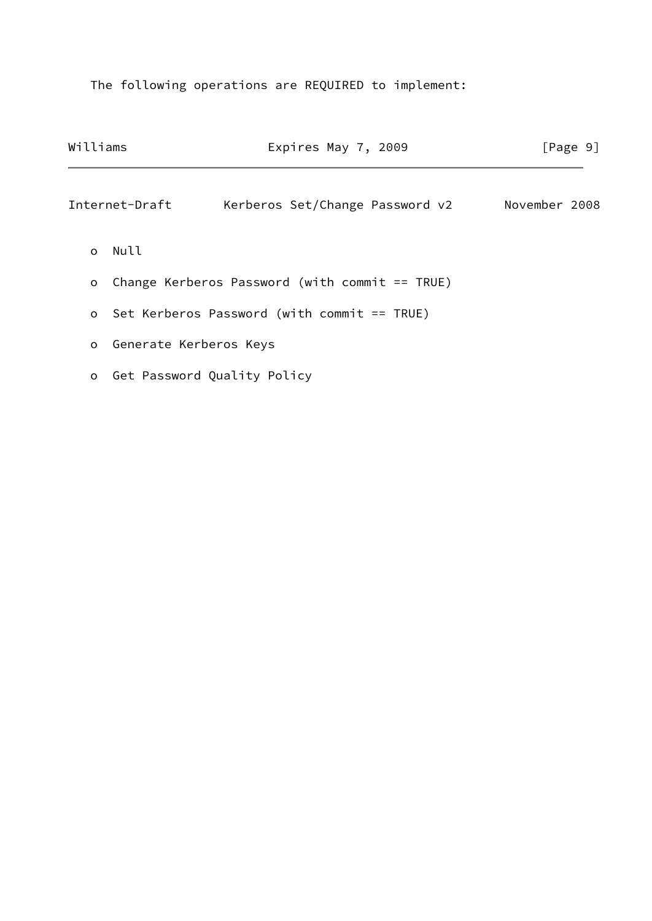The following operations are REQUIRED to implement:

- Null
- Change Kerberos Password (with commit == TRUE)
- Set Kerberos Password (with commit == TRUE)
- Generate Kerberos Keys
- Get Password Quality Policy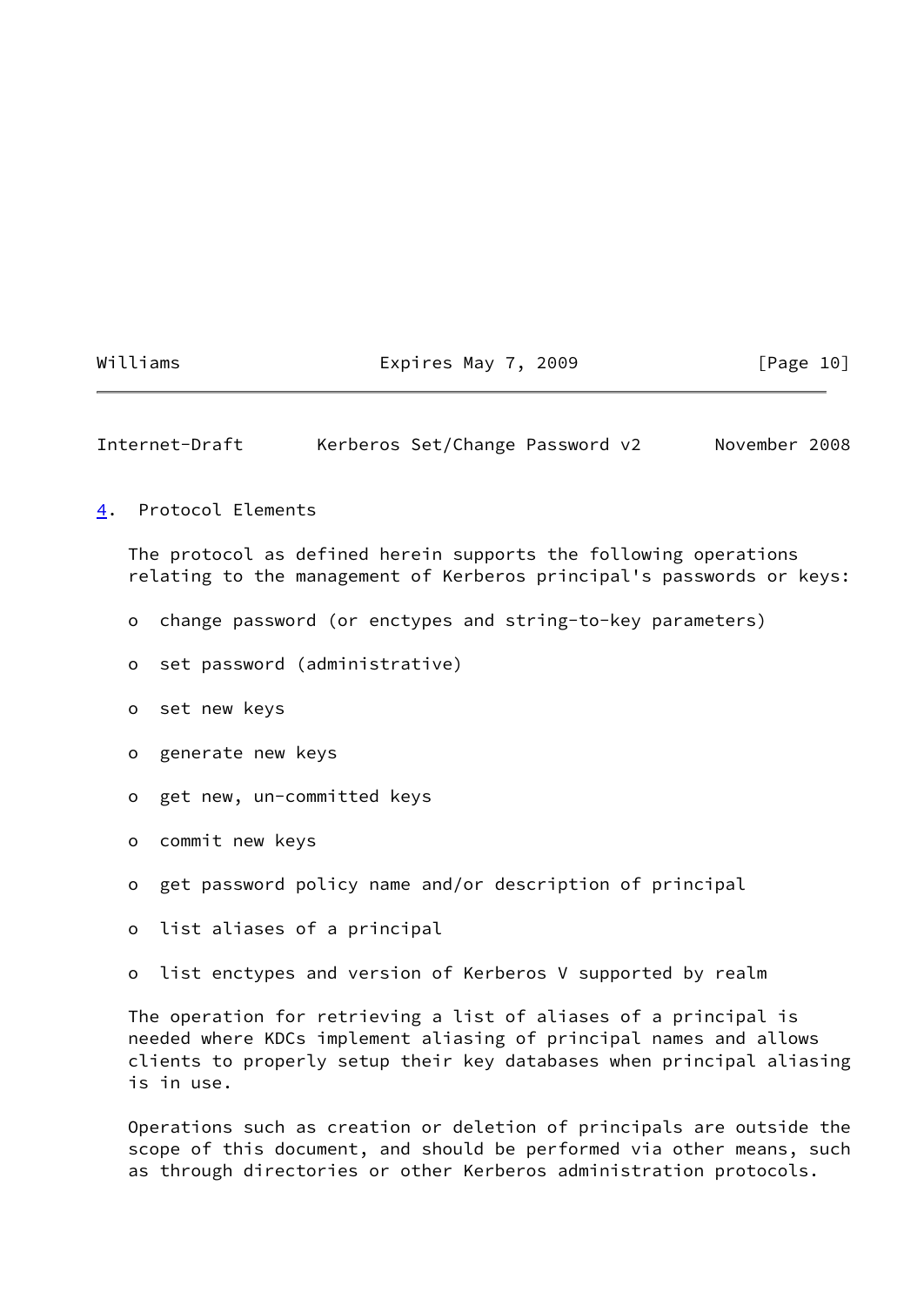## 4. Protocol Elements

The protocol as defined herein supports the following operations relating to the management of Kerberos principal's passwords or keys:

- change password (or enctypes and string-to-key parameters)
- set password (administrative)
- set new keys
- generate new keys
- get new, un-committed keys
- commit new keys
- get password policy name and/or description of principal
- list aliases of a principal
- list enctypes and version of Kerberos V supported by realm

The operation for retrieving a list of aliases of a principal is needed where KDCs implement aliasing of principal names and allows clients to properly setup their key databases when principal aliasing is in use.

Operations such as creation or deletion of principals are outside the scope of this document, and should be performed via other means, such as through directories or other Kerberos administration protocols.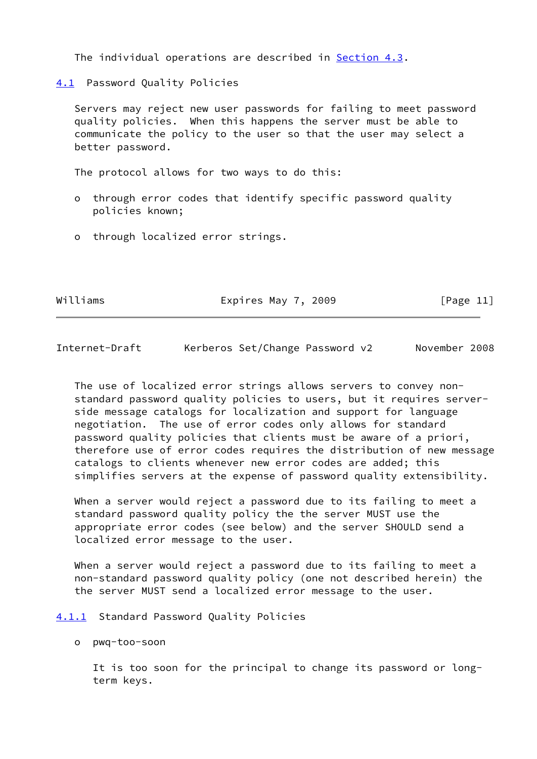The individual operations are described in Section 4.3.

### 4.1 Password Quality Policies

Servers may reject new user passwords for failing to meet password quality policies. When this happens the server must be able to communicate the policy to the user so that the user may select a better password.

The protocol allows for two ways to do this:

- through error codes that identify specific password quality policies known;
- through localized error strings.

The use of localized error strings allows servers to convey non-standard password quality policies to users, but it requires server-side message catalogs for localization and support for language negotiation. The use of error codes only allows for standard password quality policies that clients must be aware of a priori, therefore use of error codes requires the distribution of new message catalogs to clients whenever new error codes are added; this simplifies servers at the expense of password quality extensibility.

When a server would reject a password due to its failing to meet a standard password quality policy the the server MUST use the appropriate error codes (see below) and the server SHOULD send a localized error message to the user.

When a server would reject a password due to its failing to meet a non-standard password quality policy (one not described herein) the the server MUST send a localized error message to the user.

#### 4.1.1 Standard Password Quality Policies

- pwq-too-soon

  It is too soon for the principal to change its password or long-term keys.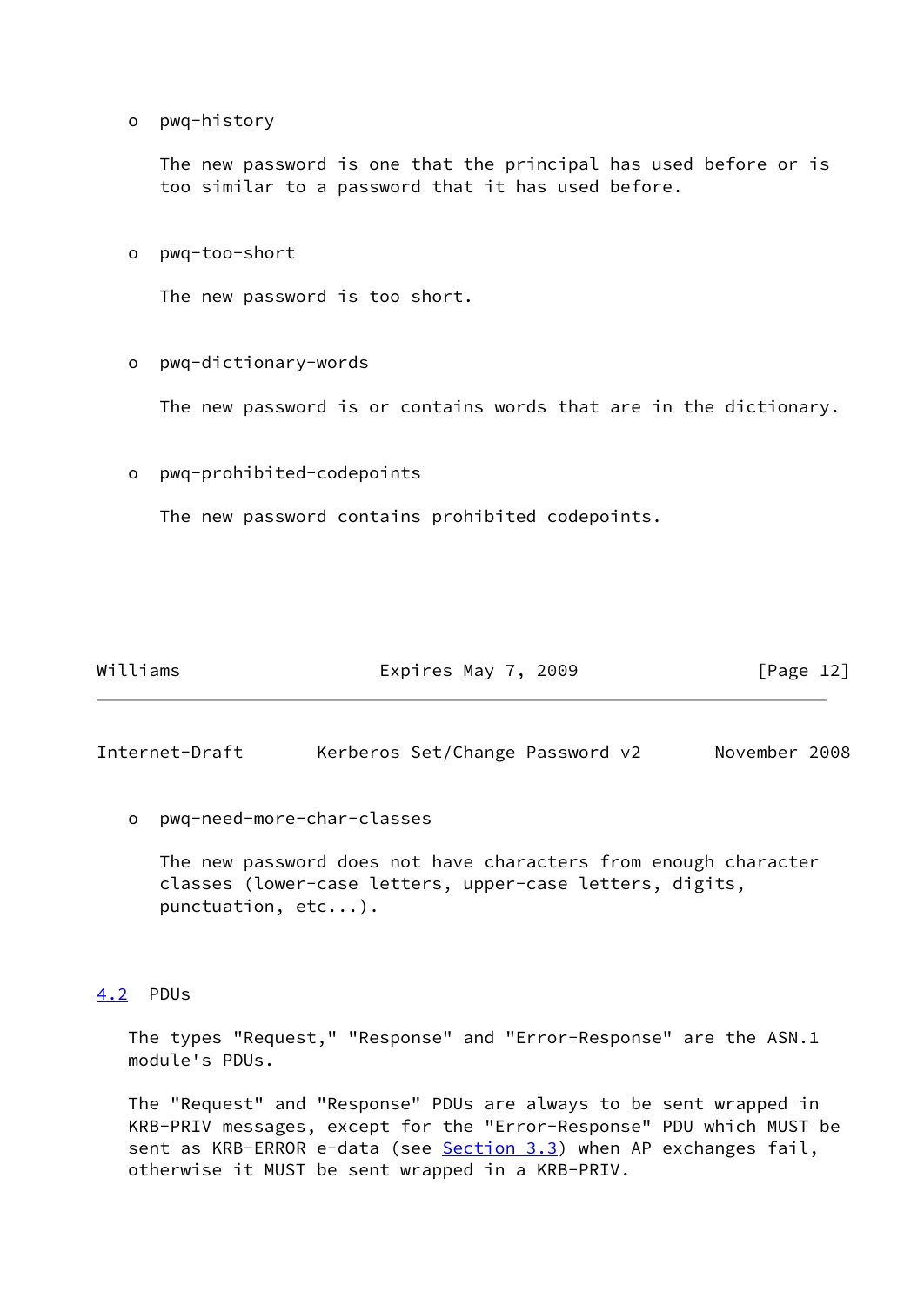- pwq-history

  The new password is one that the principal has used before or is too similar to a password that it has used before.

- pwq-too-short

  The new password is too short.

- pwq-dictionary-words

  The new password is or contains words that are in the dictionary.

- pwq-prohibited-codepoints

  The new password contains prohibited codepoints.

- pwq-need-more-char-classes

  The new password does not have characters from enough character classes (lower-case letters, upper-case letters, digits, punctuation, etc...).

### 4.2 PDUs

The types "Request," "Response" and "Error-Response" are the ASN.1 module's PDUs.

The "Request" and "Response" PDUs are always to be sent wrapped in KRB-PRIV messages, except for the "Error-Response" PDU which MUST be sent as KRB-ERROR e-data (see Section 3.3) when AP exchanges fail, otherwise it MUST be sent wrapped in a KRB-PRIV.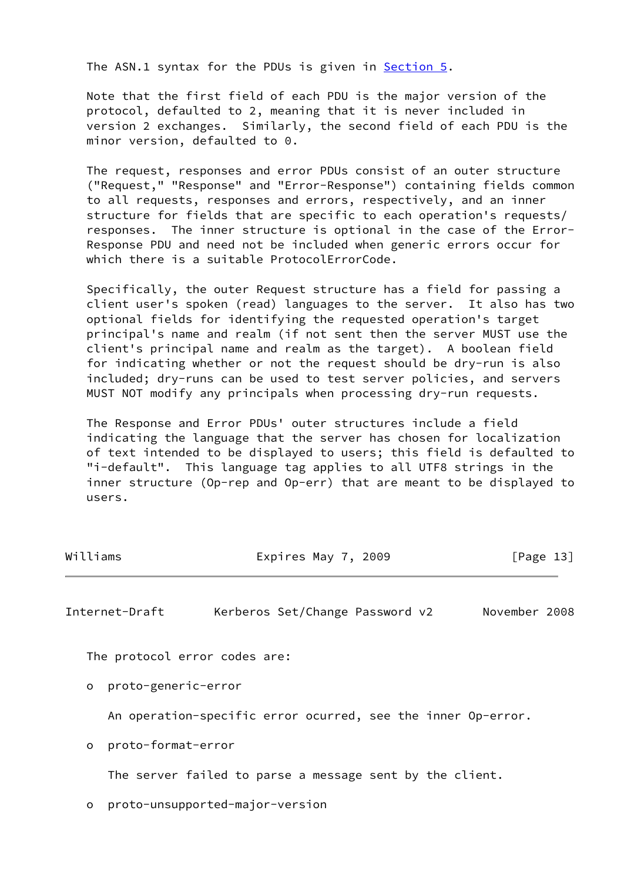The ASN.1 syntax for the PDUs is given in Section 5.

Note that the first field of each PDU is the major version of the protocol, defaulted to 2, meaning that it is never included in version 2 exchanges. Similarly, the second field of each PDU is the minor version, defaulted to 0.

The request, responses and error PDUs consist of an outer structure ("Request," "Response" and "Error-Response") containing fields common to all requests, responses and errors, respectively, and an inner structure for fields that are specific to each operation's requests/responses. The inner structure is optional in the case of the Error-Response PDU and need not be included when generic errors occur for which there is a suitable ProtocolErrorCode.

Specifically, the outer Request structure has a field for passing a client user's spoken (read) languages to the server. It also has two optional fields for identifying the requested operation's target principal's name and realm (if not sent then the server MUST use the client's principal name and realm as the target). A boolean field for indicating whether or not the request should be dry-run is also included; dry-runs can be used to test server policies, and servers MUST NOT modify any principals when processing dry-run requests.

The Response and Error PDUs' outer structures include a field indicating the language that the server has chosen for localization of text intended to be displayed to users; this field is defaulted to "i-default". This language tag applies to all UTF8 strings in the inner structure (Op-rep and Op-err) that are meant to be displayed to users.

The protocol error codes are:

- proto-generic-error

  An operation-specific error ocurred, see the inner Op-error.

- proto-format-error

  The server failed to parse a message sent by the client.

- proto-unsupported-major-version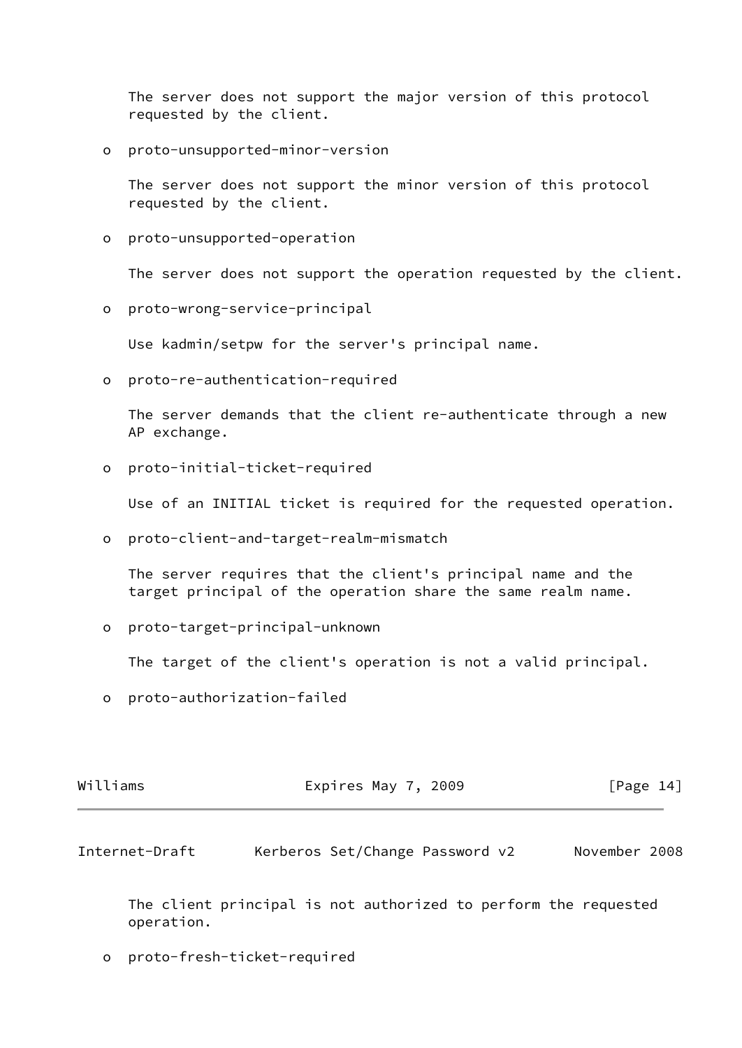The server does not support the major version of this protocol requested by the client.

- proto-unsupported-minor-version

  The server does not support the minor version of this protocol requested by the client.

- proto-unsupported-operation

  The server does not support the operation requested by the client.

- proto-wrong-service-principal

  Use kadmin/setpw for the server's principal name.

- proto-re-authentication-required

  The server demands that the client re-authenticate through a new AP exchange.

- proto-initial-ticket-required

  Use of an INITIAL ticket is required for the requested operation.

- proto-client-and-target-realm-mismatch

  The server requires that the client's principal name and the target principal of the operation share the same realm name.

- proto-target-principal-unknown

  The target of the client's operation is not a valid principal.

- proto-authorization-failed

  The client principal is not authorized to perform the requested operation.

- proto-fresh-ticket-required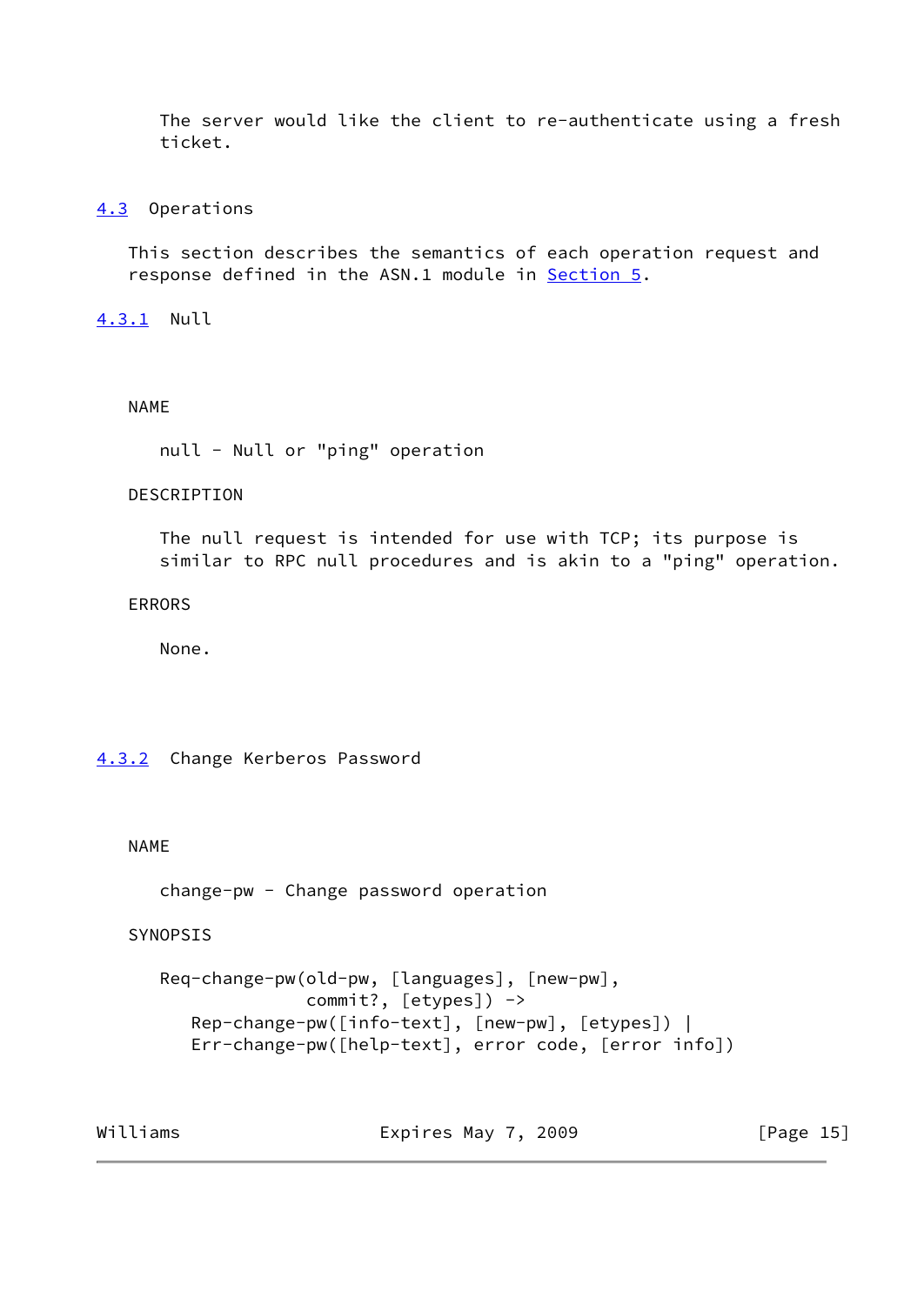The server would like the client to re-authenticate using a fresh ticket.

## 4.3 Operations

This section describes the semantics of each operation request and response defined in the ASN.1 module in Section 5.

### 4.3.1 Null

NAME

null - Null or "ping" operation

DESCRIPTION

The null request is intended for use with TCP; its purpose is similar to RPC null procedures and is akin to a "ping" operation.

ERRORS

None.

### 4.3.2 Change Kerberos Password

NAME

change-pw - Change password operation

SYNOPSIS

```
Req-change-pw(old-pw, [languages], [new-pw],
              commit?, [etypes]) ->
   Rep-change-pw([info-text], [new-pw], [etypes]) |
   Err-change-pw([help-text], error code, [error info])
```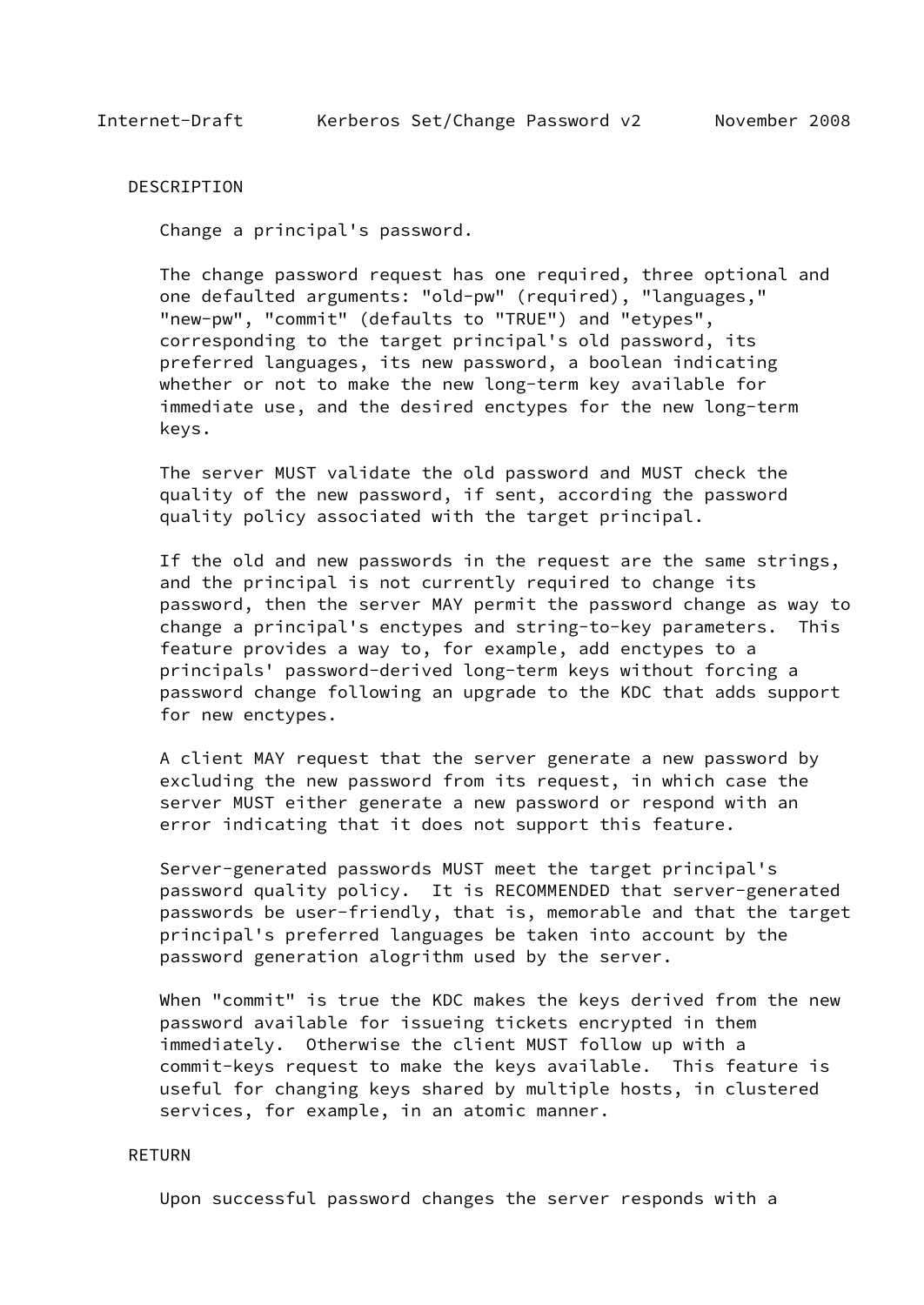DESCRIPTION

Change a principal's password.

The change password request has one required, three optional and one defaulted arguments: "old-pw" (required), "languages," "new-pw", "commit" (defaults to "TRUE") and "etypes", corresponding to the target principal's old password, its preferred languages, its new password, a boolean indicating whether or not to make the new long-term key available for immediate use, and the desired enctypes for the new long-term keys.

The server MUST validate the old password and MUST check the quality of the new password, if sent, according the password quality policy associated with the target principal.

If the old and new passwords in the request are the same strings, and the principal is not currently required to change its password, then the server MAY permit the password change as way to change a principal's enctypes and string-to-key parameters. This feature provides a way to, for example, add enctypes to a principals' password-derived long-term keys without forcing a password change following an upgrade to the KDC that adds support for new enctypes.

A client MAY request that the server generate a new password by excluding the new password from its request, in which case the server MUST either generate a new password or respond with an error indicating that it does not support this feature.

Server-generated passwords MUST meet the target principal's password quality policy. It is RECOMMENDED that server-generated passwords be user-friendly, that is, memorable and that the target principal's preferred languages be taken into account by the password generation alogrithm used by the server.

When "commit" is true the KDC makes the keys derived from the new password available for issueing tickets encrypted in them immediately. Otherwise the client MUST follow up with a commit-keys request to make the keys available. This feature is useful for changing keys shared by multiple hosts, in clustered services, for example, in an atomic manner.

RETURN

Upon successful password changes the server responds with a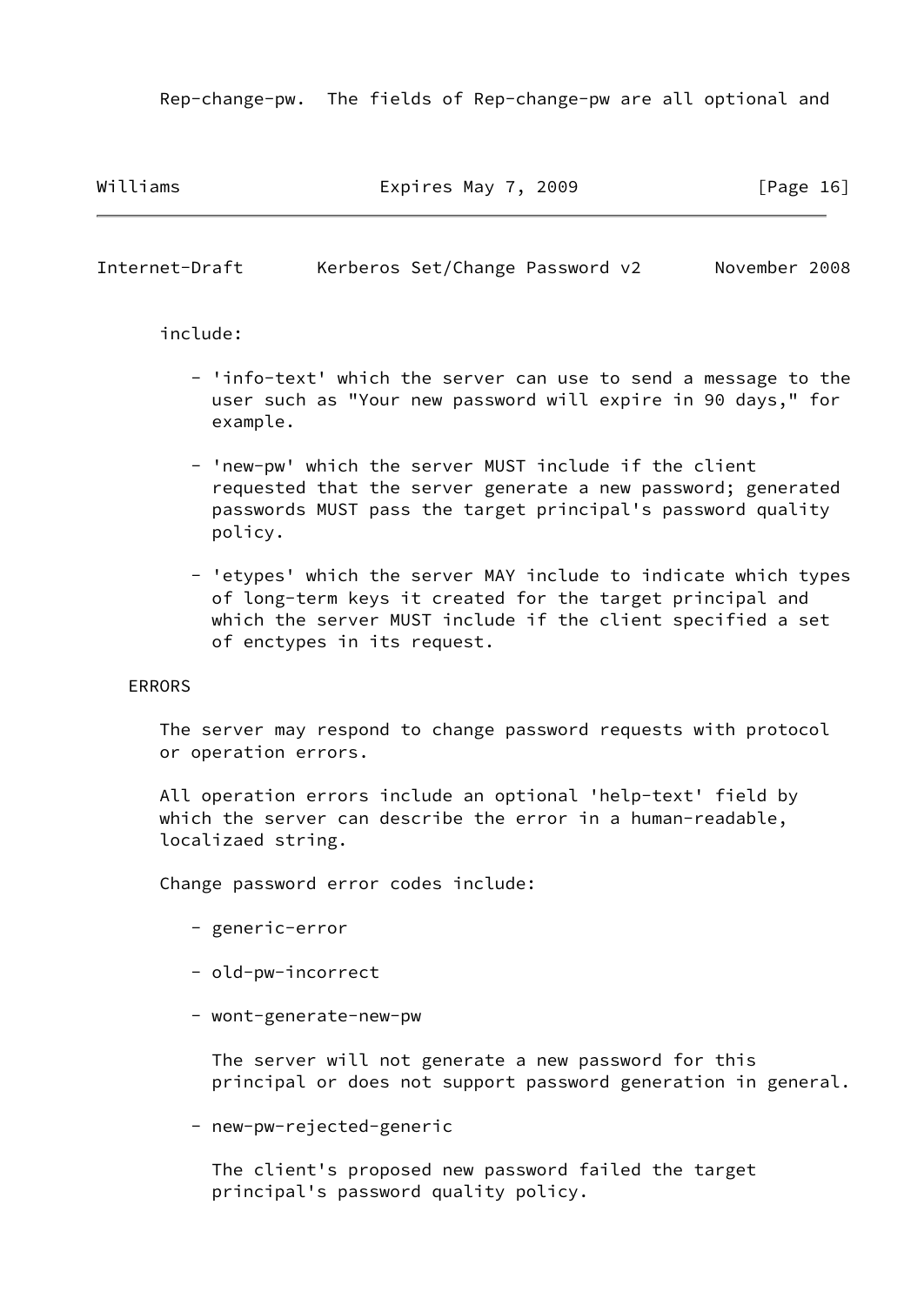Rep-change-pw. The fields of Rep-change-pw are all optional and include:

- 'info-text' which the server can use to send a message to the user such as "Your new password will expire in 90 days," for example.

- 'new-pw' which the server MUST include if the client requested that the server generate a new password; generated passwords MUST pass the target principal's password quality policy.

- 'etypes' which the server MAY include to indicate which types of long-term keys it created for the target principal and which the server MUST include if the client specified a set of enctypes in its request.

ERRORS

The server may respond to change password requests with protocol or operation errors.

All operation errors include an optional 'help-text' field by which the server can describe the error in a human-readable, localizaed string.

Change password error codes include:

- generic-error

- old-pw-incorrect

- wont-generate-new-pw

  The server will not generate a new password for this principal or does not support password generation in general.

- new-pw-rejected-generic

  The client's proposed new password failed the target principal's password quality policy.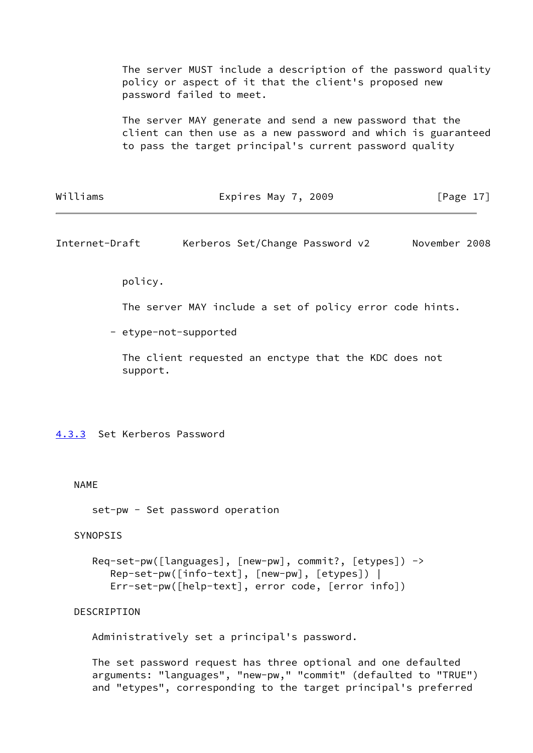The server MUST include a description of the password quality policy or aspect of it that the client's proposed new password failed to meet.

The server MAY generate and send a new password that the client can then use as a new password and which is guaranteed to pass the target principal's current password quality policy.

The server MAY include a set of policy error code hints.

- etype-not-supported

  The client requested an enctype that the KDC does not support.

### 4.3.3 Set Kerberos Password

NAME

set-pw - Set password operation

SYNOPSIS

```
Req-set-pw([languages], [new-pw], commit?, [etypes]) ->
   Rep-set-pw([info-text], [new-pw], [etypes]) |
   Err-set-pw([help-text], error code, [error info])
```

DESCRIPTION

Administratively set a principal's password.

The set password request has three optional and one defaulted arguments: "languages", "new-pw," "commit" (defaulted to "TRUE") and "etypes", corresponding to the target principal's preferred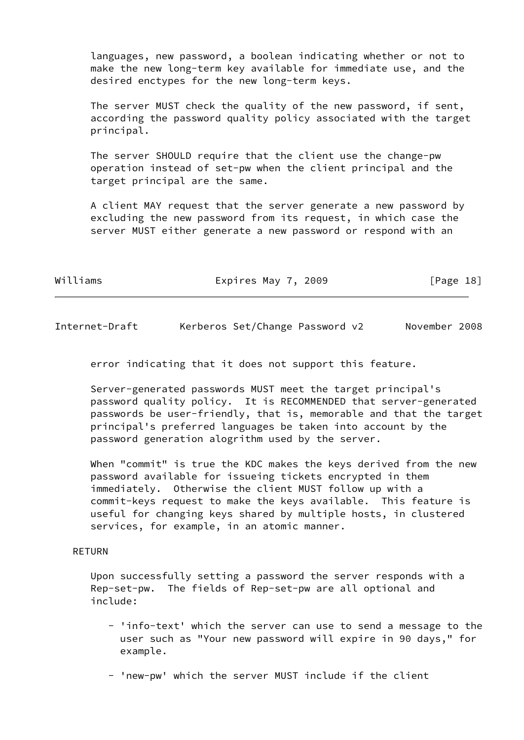languages, new password, a boolean indicating whether or not to make the new long-term key available for immediate use, and the desired enctypes for the new long-term keys.

The server MUST check the quality of the new password, if sent, according the password quality policy associated with the target principal.

The server SHOULD require that the client use the change-pw operation instead of set-pw when the client principal and the target principal are the same.

A client MAY request that the server generate a new password by excluding the new password from its request, in which case the server MUST either generate a new password or respond with an error indicating that it does not support this feature.

Server-generated passwords MUST meet the target principal's password quality policy. It is RECOMMENDED that server-generated passwords be user-friendly, that is, memorable and that the target principal's preferred languages be taken into account by the password generation alogrithm used by the server.

When "commit" is true the KDC makes the keys derived from the new password available for issueing tickets encrypted in them immediately. Otherwise the client MUST follow up with a commit-keys request to make the keys available. This feature is useful for changing keys shared by multiple hosts, in clustered services, for example, in an atomic manner.

RETURN

Upon successfully setting a password the server responds with a Rep-set-pw. The fields of Rep-set-pw are all optional and include:

- 'info-text' which the server can use to send a message to the user such as "Your new password will expire in 90 days," for example.

- 'new-pw' which the server MUST include if the client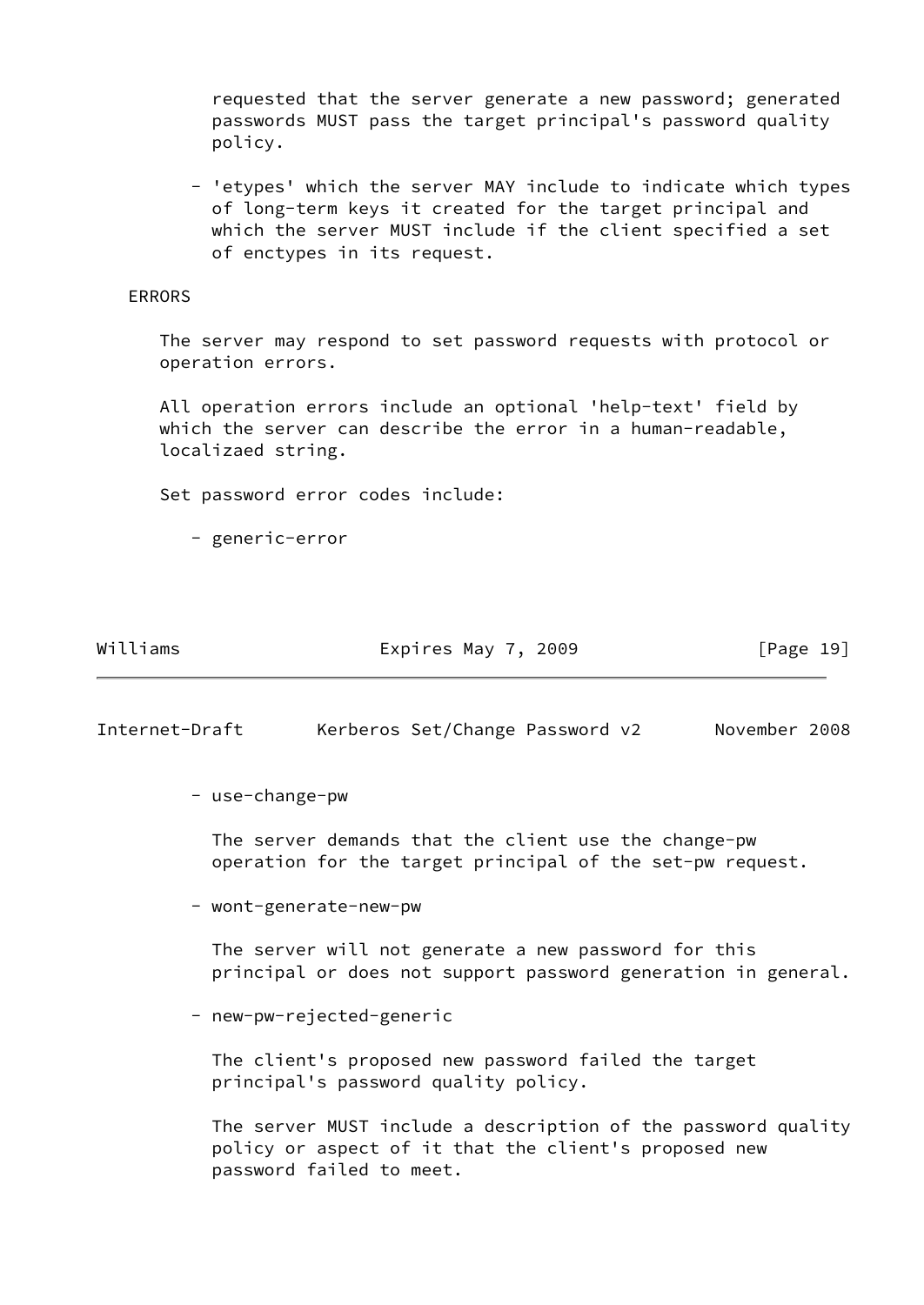requested that the server generate a new password; generated passwords MUST pass the target principal's password quality policy.

- 'etypes' which the server MAY include to indicate which types of long-term keys it created for the target principal and which the server MUST include if the client specified a set of enctypes in its request.

ERRORS

The server may respond to set password requests with protocol or operation errors.

All operation errors include an optional 'help-text' field by which the server can describe the error in a human-readable, localizaed string.

Set password error codes include:

- generic-error

- use-change-pw

  The server demands that the client use the change-pw operation for the target principal of the set-pw request.

- wont-generate-new-pw

  The server will not generate a new password for this principal or does not support password generation in general.

- new-pw-rejected-generic

  The client's proposed new password failed the target principal's password quality policy.

  The server MUST include a description of the password quality policy or aspect of it that the client's proposed new password failed to meet.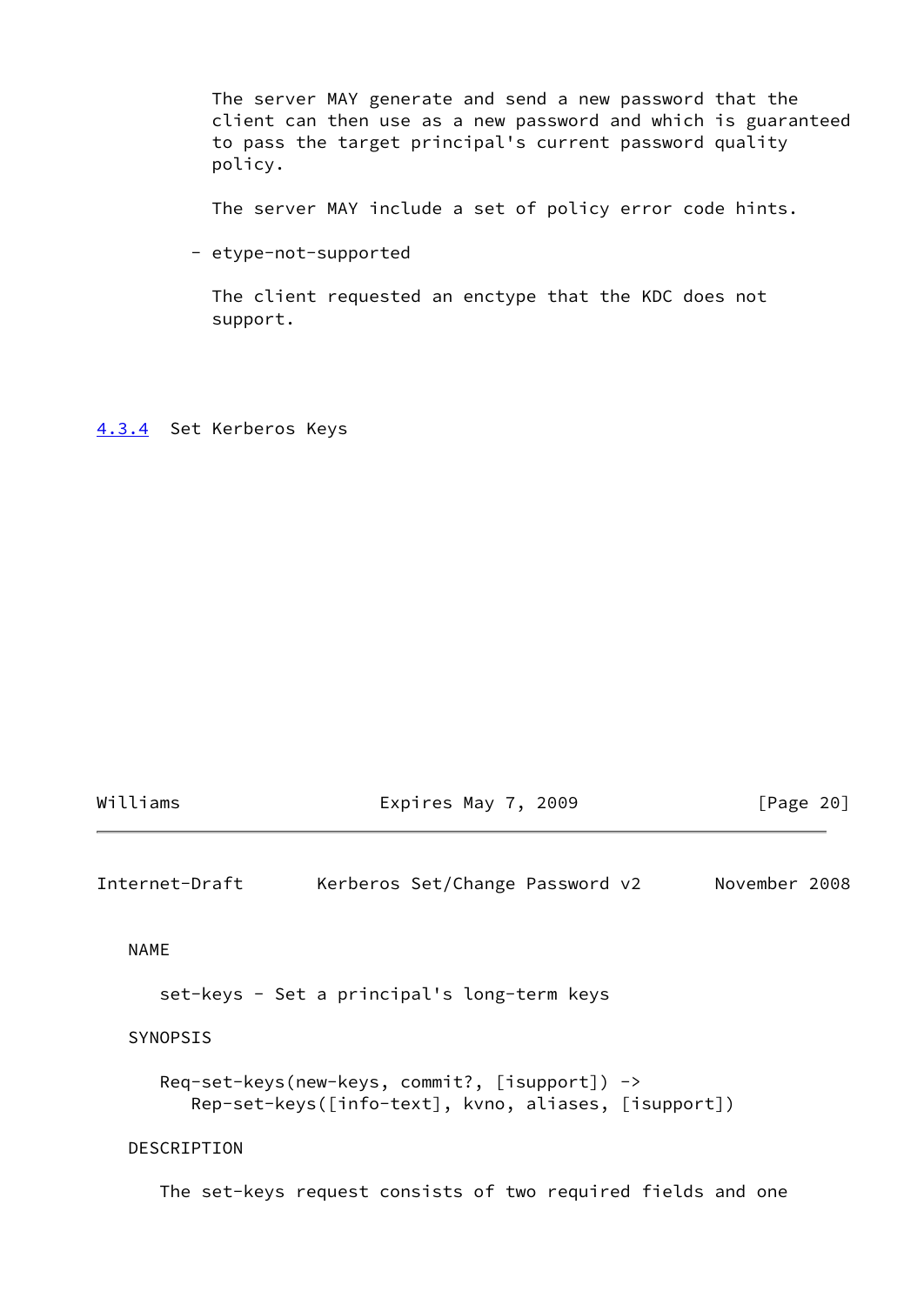The server MAY generate and send a new password that the client can then use as a new password and which is guaranteed to pass the target principal's current password quality policy.

The server MAY include a set of policy error code hints.

- etype-not-supported

  The client requested an enctype that the KDC does not support.

### 4.3.4 Set Kerberos Keys

NAME

set-keys - Set a principal's long-term keys

SYNOPSIS

```
Req-set-keys(new-keys, commit?, [isupport]) ->
   Rep-set-keys([info-text], kvno, aliases, [isupport])
```

DESCRIPTION

The set-keys request consists of two required fields and one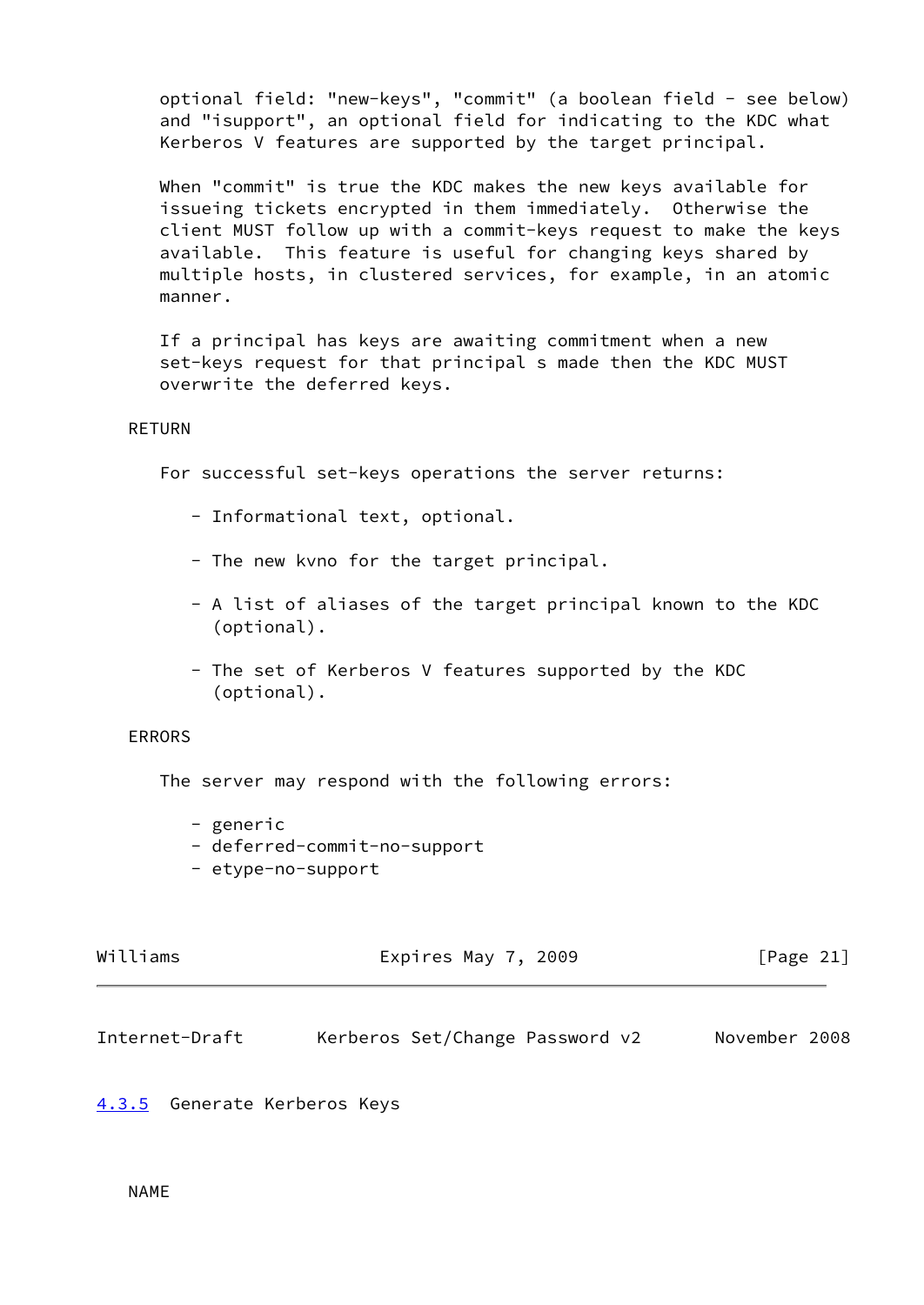optional field: "new-keys", "commit" (a boolean field - see below) and "isupport", an optional field for indicating to the KDC what Kerberos V features are supported by the target principal.

When "commit" is true the KDC makes the new keys available for issueing tickets encrypted in them immediately. Otherwise the client MUST follow up with a commit-keys request to make the keys available. This feature is useful for changing keys shared by multiple hosts, in clustered services, for example, in an atomic manner.

If a principal has keys are awaiting commitment when a new set-keys request for that principal s made then the KDC MUST overwrite the deferred keys.

RETURN

For successful set-keys operations the server returns:

- Informational text, optional.

- The new kvno for the target principal.

- A list of aliases of the target principal known to the KDC (optional).

- The set of Kerberos V features supported by the KDC (optional).

ERRORS

The server may respond with the following errors:

- generic
- deferred-commit-no-support
- etype-no-support

### 4.3.5 Generate Kerberos Keys

NAME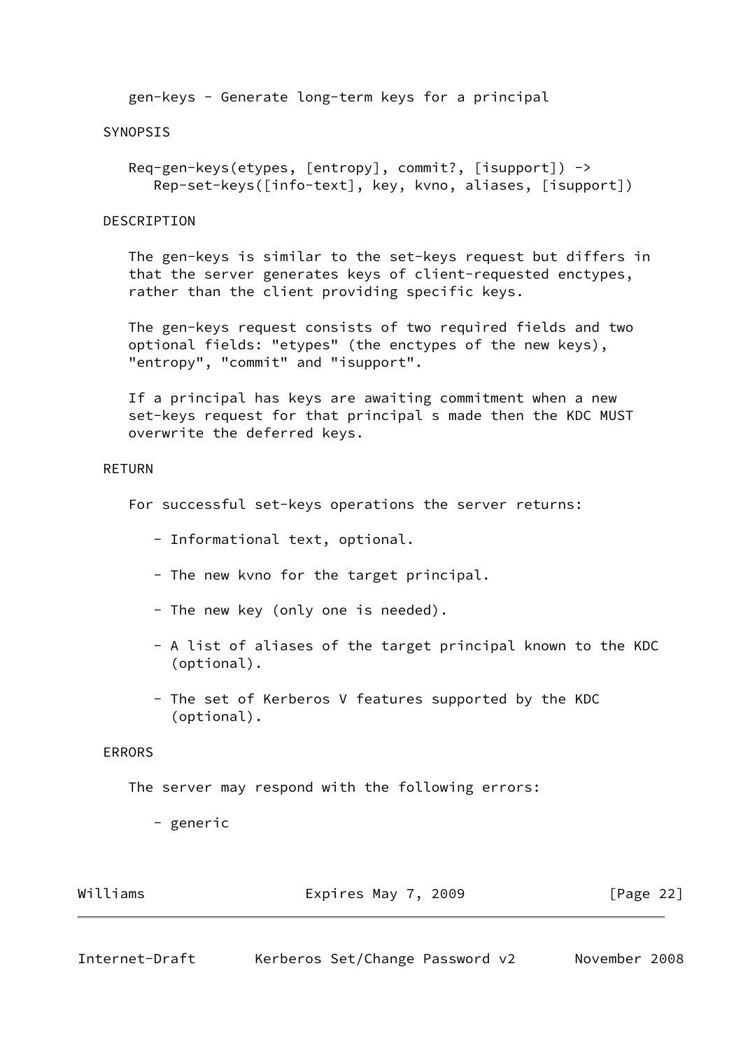gen-keys - Generate long-term keys for a principal

SYNOPSIS

```
Req-gen-keys(etypes, [entropy], commit?, [isupport]) ->
   Rep-set-keys([info-text], key, kvno, aliases, [isupport])
```

DESCRIPTION

The gen-keys is similar to the set-keys request but differs in that the server generates keys of client-requested enctypes, rather than the client providing specific keys.

The gen-keys request consists of two required fields and two optional fields: "etypes" (the enctypes of the new keys), "entropy", "commit" and "isupport".

If a principal has keys are awaiting commitment when a new set-keys request for that principal s made then the KDC MUST overwrite the deferred keys.

RETURN

For successful set-keys operations the server returns:

- Informational text, optional.
- The new kvno for the target principal.
- The new key (only one is needed).
- A list of aliases of the target principal known to the KDC (optional).
- The set of Kerberos V features supported by the KDC (optional).

ERRORS

The server may respond with the following errors:

- generic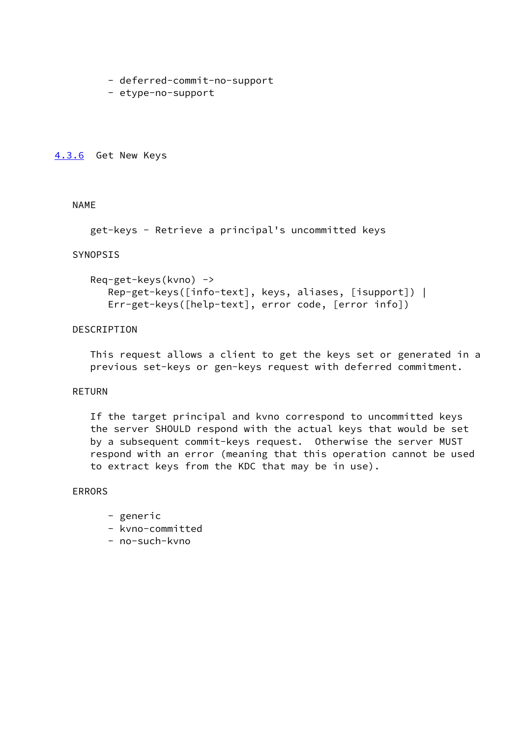- deferred-commit-no-support
- etype-no-support

### 4.3.6 Get New Keys

NAME

get-keys - Retrieve a principal's uncommitted keys

SYNOPSIS

```
Req-get-keys(kvno) ->
   Rep-get-keys([info-text], keys, aliases, [isupport]) |
   Err-get-keys([help-text], error code, [error info])
```

DESCRIPTION

This request allows a client to get the keys set or generated in a previous set-keys or gen-keys request with deferred commitment.

RETURN

If the target principal and kvno correspond to uncommitted keys the server SHOULD respond with the actual keys that would be set by a subsequent commit-keys request. Otherwise the server MUST respond with an error (meaning that this operation cannot be used to extract keys from the KDC that may be in use).

ERRORS

- generic
- kvno-committed
- no-such-kvno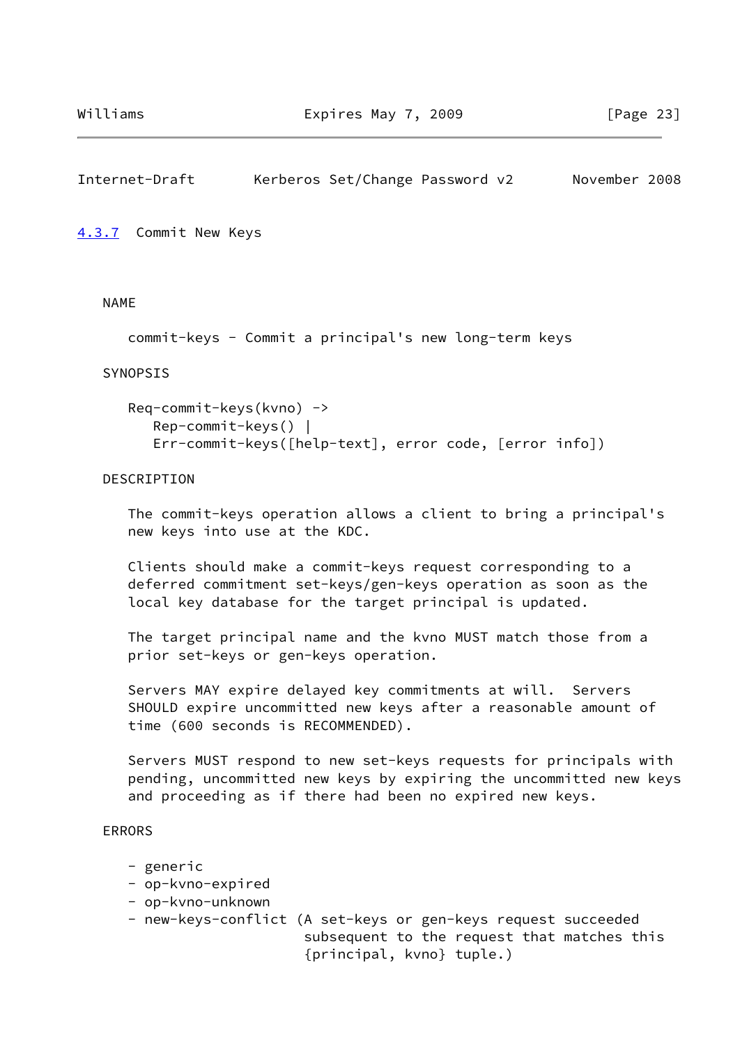### 4.3.7 Commit New Keys

NAME

commit-keys - Commit a principal's new long-term keys

SYNOPSIS

```
Req-commit-keys(kvno) ->
   Rep-commit-keys() |
   Err-commit-keys([help-text], error code, [error info])
```

DESCRIPTION

The commit-keys operation allows a client to bring a principal's new keys into use at the KDC.

Clients should make a commit-keys request corresponding to a deferred commitment set-keys/gen-keys operation as soon as the local key database for the target principal is updated.

The target principal name and the kvno MUST match those from a prior set-keys or gen-keys operation.

Servers MAY expire delayed key commitments at will. Servers SHOULD expire uncommitted new keys after a reasonable amount of time (600 seconds is RECOMMENDED).

Servers MUST respond to new set-keys requests for principals with pending, uncommitted new keys by expiring the uncommitted new keys and proceeding as if there had been no expired new keys.

ERRORS

- generic
- op-kvno-expired
- op-kvno-unknown
- new-keys-conflict (A set-keys or gen-keys request succeeded subsequent to the request that matches this {principal, kvno} tuple.)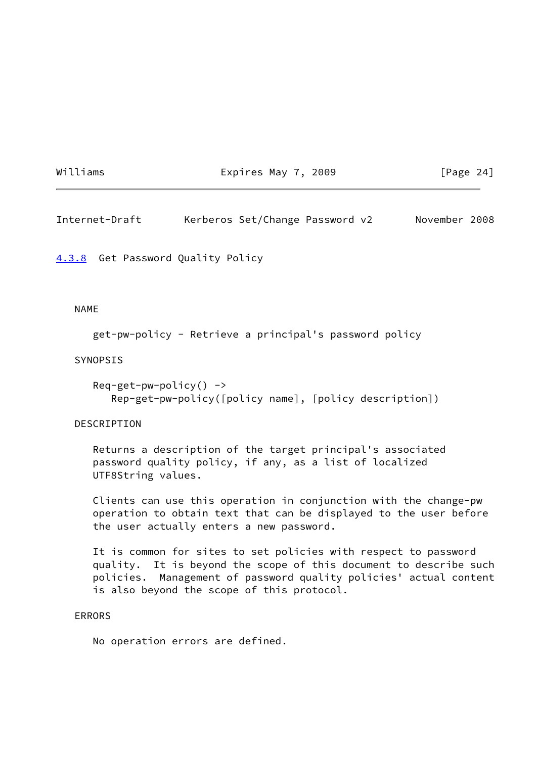### 4.3.8 Get Password Quality Policy

NAME

get-pw-policy - Retrieve a principal's password policy

SYNOPSIS

```
Req-get-pw-policy() ->
   Rep-get-pw-policy([policy name], [policy description])
```

DESCRIPTION

Returns a description of the target principal's associated password quality policy, if any, as a list of localized UTF8String values.

Clients can use this operation in conjunction with the change-pw operation to obtain text that can be displayed to the user before the user actually enters a new password.

It is common for sites to set policies with respect to password quality. It is beyond the scope of this document to describe such policies. Management of password quality policies' actual content is also beyond the scope of this protocol.

ERRORS

No operation errors are defined.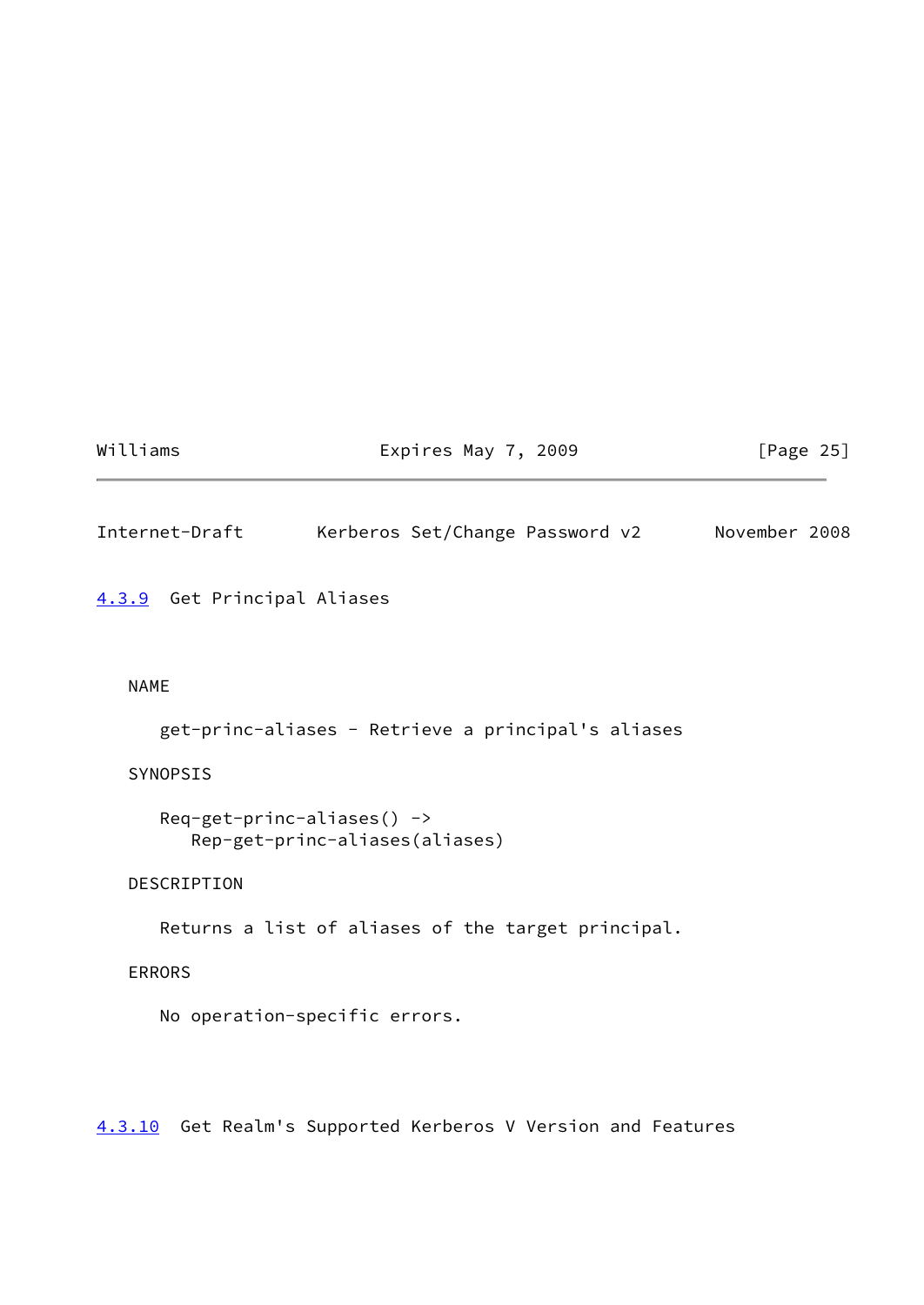### 4.3.9 Get Principal Aliases

NAME

get-princ-aliases - Retrieve a principal's aliases

SYNOPSIS

```
Req-get-princ-aliases() ->
   Rep-get-princ-aliases(aliases)
```

DESCRIPTION

Returns a list of aliases of the target principal.

ERRORS

No operation-specific errors.

### 4.3.10 Get Realm's Supported Kerberos V Version and Features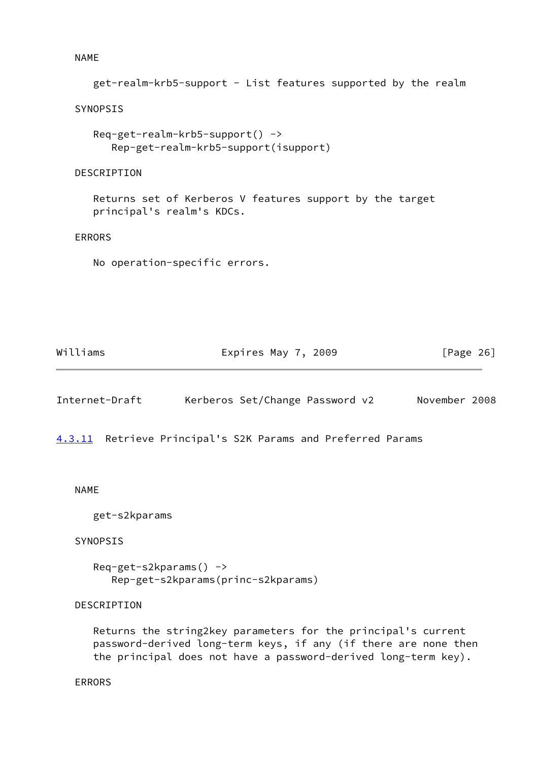NAME

get-realm-krb5-support - List features supported by the realm

SYNOPSIS

```
Req-get-realm-krb5-support() ->
   Rep-get-realm-krb5-support(isupport)
```

DESCRIPTION

Returns set of Kerberos V features support by the target principal's realm's KDCs.

ERRORS

No operation-specific errors.

### 4.3.11 Retrieve Principal's S2K Params and Preferred Params

NAME

get-s2kparams

SYNOPSIS

```
Req-get-s2kparams() ->
   Rep-get-s2kparams(princ-s2kparams)
```

DESCRIPTION

Returns the string2key parameters for the principal's current password-derived long-term keys, if any (if there are none then the principal does not have a password-derived long-term key).

ERRORS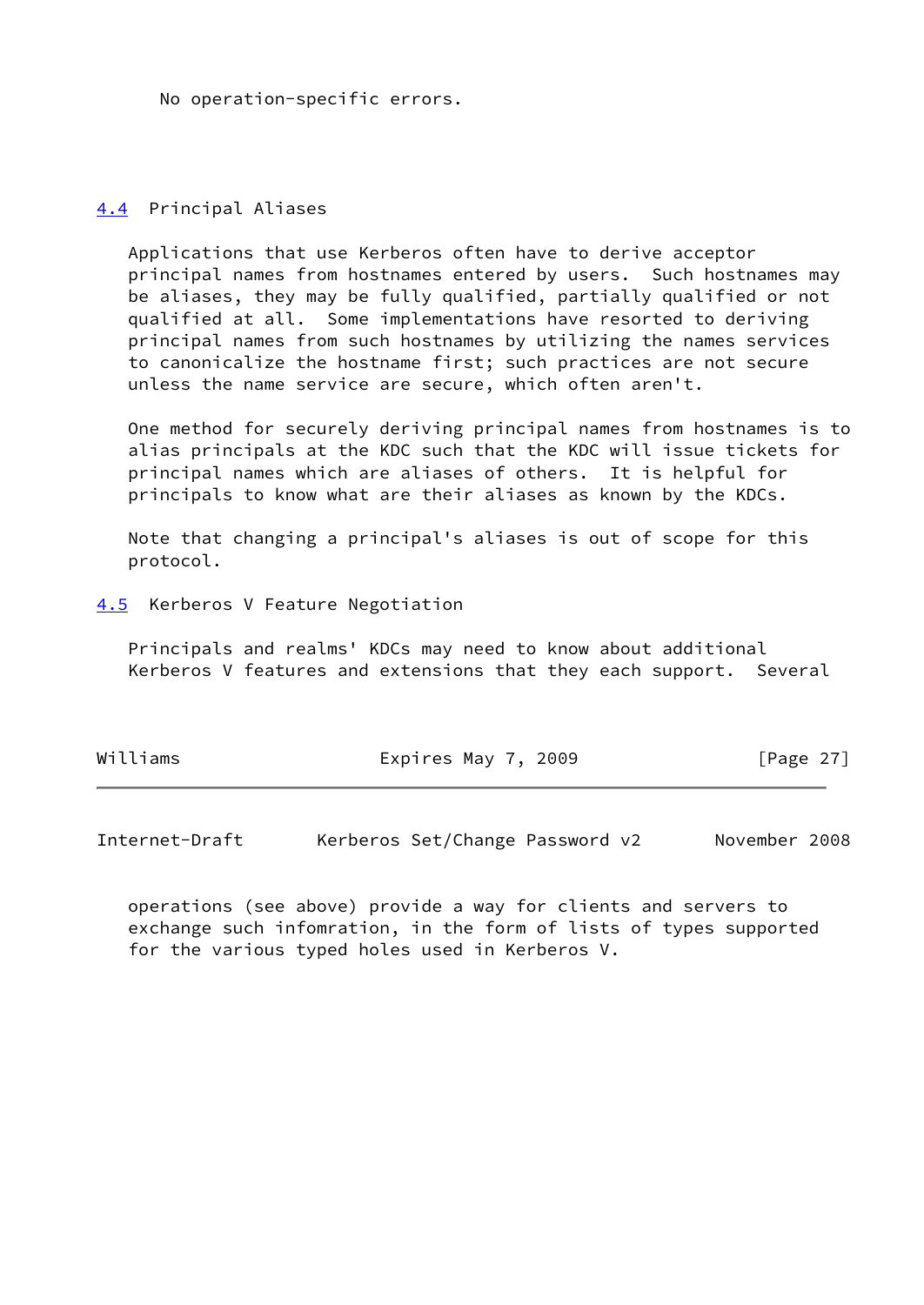No operation-specific errors.

### 4.4 Principal Aliases

Applications that use Kerberos often have to derive acceptor principal names from hostnames entered by users. Such hostnames may be aliases, they may be fully qualified, partially qualified or not qualified at all. Some implementations have resorted to deriving principal names from such hostnames by utilizing the names services to canonicalize the hostname first; such practices are not secure unless the name service are secure, which often aren't.

One method for securely deriving principal names from hostnames is to alias principals at the KDC such that the KDC will issue tickets for principal names which are aliases of others. It is helpful for principals to know what are their aliases as known by the KDCs.

Note that changing a principal's aliases is out of scope for this protocol.

### 4.5 Kerberos V Feature Negotiation

Principals and realms' KDCs may need to know about additional Kerberos V features and extensions that they each support. Several operations (see above) provide a way for clients and servers to exchange such infomration, in the form of lists of types supported for the various typed holes used in Kerberos V.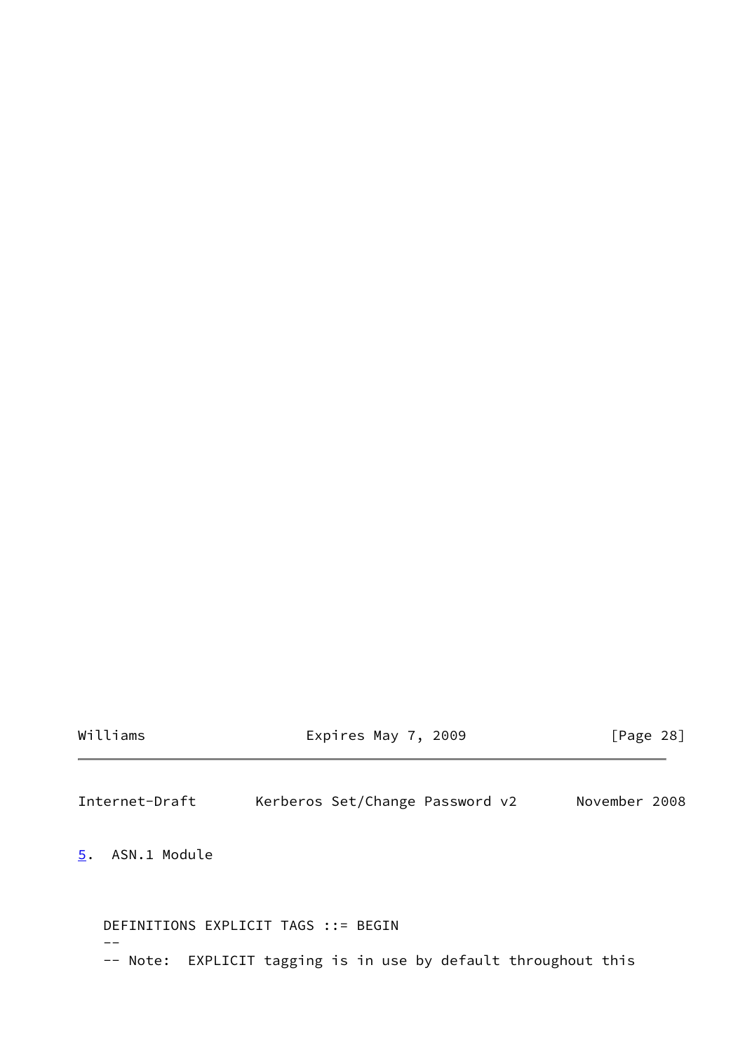## 5. ASN.1 Module

```
   DEFINITIONS EXPLICIT TAGS ::= BEGIN
   --
   -- Note:  EXPLICIT tagging is in use by default throughout this
```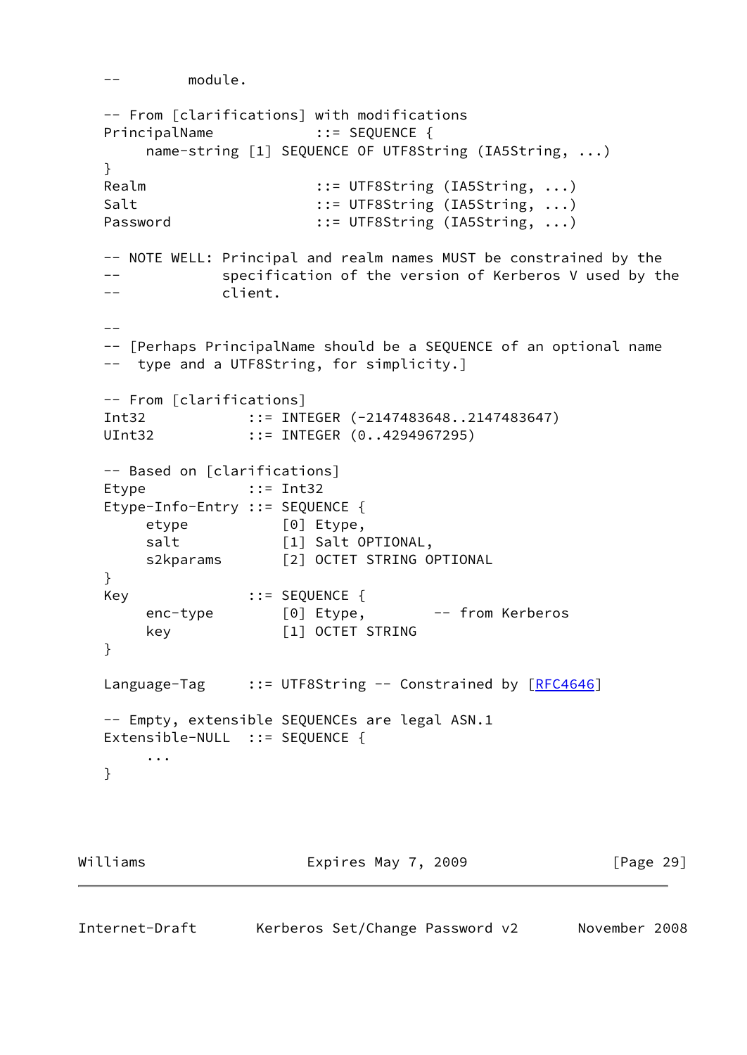```
   --        module.

   -- From [clarifications] with modifications
   PrincipalName            ::= SEQUENCE {
        name-string [1] SEQUENCE OF UTF8String (IA5String, ...)
   }
   Realm                    ::= UTF8String (IA5String, ...)
   Salt                     ::= UTF8String (IA5String, ...)
   Password                 ::= UTF8String (IA5String, ...)

   -- NOTE WELL: Principal and realm names MUST be constrained by the
   --            specification of the version of Kerberos V used by the
   --            client.

   --
   -- [Perhaps PrincipalName should be a SEQUENCE of an optional name
   --  type and a UTF8String, for simplicity.]

   -- From [clarifications]
   Int32            ::= INTEGER (-2147483648..2147483647)
   UInt32           ::= INTEGER (0..4294967295)

   -- Based on [clarifications]
   Etype            ::= Int32
   Etype-Info-Entry ::= SEQUENCE {
        etype           [0] Etype,
        salt            [1] Salt OPTIONAL,
        s2kparams       [2] OCTET STRING OPTIONAL
   }
   Key              ::= SEQUENCE {
        enc-type        [0] Etype,        -- from Kerberos
        key             [1] OCTET STRING
   }

   Language-Tag     ::= UTF8String -- Constrained by [RFC4646]

   -- Empty, extensible SEQUENCEs are legal ASN.1
   Extensible-NULL  ::= SEQUENCE {
        ...
   }
```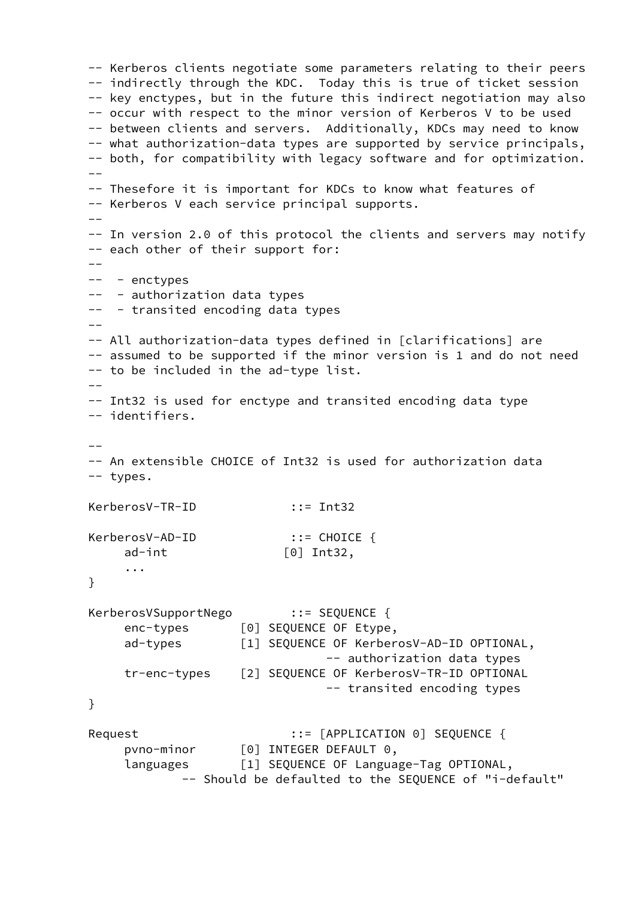```
-- Kerberos clients negotiate some parameters relating to their peers
-- indirectly through the KDC.  Today this is true of ticket session
-- key enctypes, but in the future this indirect negotiation may also
-- occur with respect to the minor version of Kerberos V to be used
-- between clients and servers.  Additionally, KDCs may need to know
-- what authorization-data types are supported by service principals,
-- both, for compatibility with legacy software and for optimization.
--
-- Thesefore it is important for KDCs to know what features of
-- Kerberos V each service principal supports.
--
-- In version 2.0 of this protocol the clients and servers may notify
-- each other of their support for:
--
--  - enctypes
--  - authorization data types
--  - transited encoding data types
--
-- All authorization-data types defined in [clarifications] are
-- assumed to be supported if the minor version is 1 and do not need
-- to be included in the ad-type list.
--
-- Int32 is used for enctype and transited encoding data type
-- identifiers.

--
-- An extensible CHOICE of Int32 is used for authorization data
-- types.

KerberosV-TR-ID             ::= Int32

KerberosV-AD-ID             ::= CHOICE {
     ad-int                [0] Int32,
     ...
}

KerberosVSupportNego        ::= SEQUENCE {
     enc-types       [0] SEQUENCE OF Etype,
     ad-types        [1] SEQUENCE OF KerberosV-AD-ID OPTIONAL,
                             -- authorization data types
     tr-enc-types    [2] SEQUENCE OF KerberosV-TR-ID OPTIONAL
                             -- transited encoding types
}

Request                     ::= [APPLICATION 0] SEQUENCE {
     pvno-minor      [0] INTEGER DEFAULT 0,
     languages       [1] SEQUENCE OF Language-Tag OPTIONAL,
             -- Should be defaulted to the SEQUENCE of "i-default"
```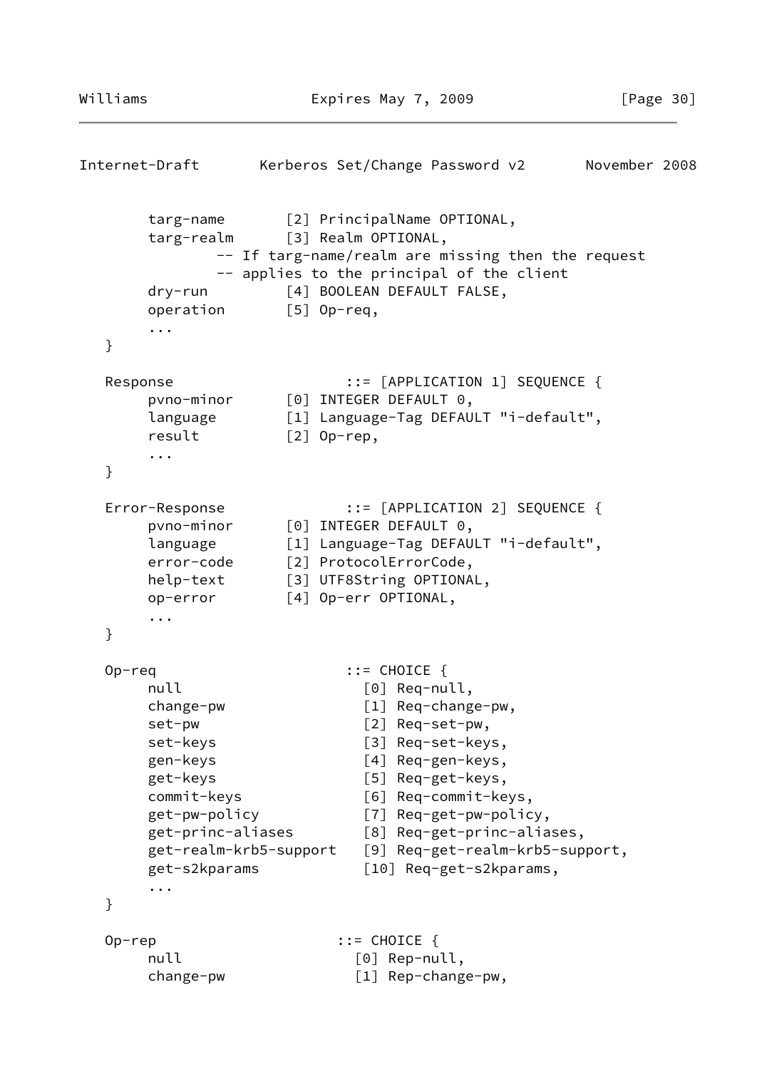```
        targ-name       [2] PrincipalName OPTIONAL,
        targ-realm      [3] Realm OPTIONAL,
                -- If targ-name/realm are missing then the request
                -- applies to the principal of the client
        dry-run         [4] BOOLEAN DEFAULT FALSE,
        operation       [5] Op-req,
        ...
   }

   Response                    ::= [APPLICATION 1] SEQUENCE {
        pvno-minor      [0] INTEGER DEFAULT 0,
        language        [1] Language-Tag DEFAULT "i-default",
        result          [2] Op-rep,
        ...
   }

   Error-Response              ::= [APPLICATION 2] SEQUENCE {
        pvno-minor      [0] INTEGER DEFAULT 0,
        language        [1] Language-Tag DEFAULT "i-default",
        error-code      [2] ProtocolErrorCode,
        help-text       [3] UTF8String OPTIONAL,
        op-error        [4] Op-err OPTIONAL,
        ...
   }

   Op-req                      ::= CHOICE {
        null                     [0] Req-null,
        change-pw                [1] Req-change-pw,
        set-pw                   [2] Req-set-pw,
        set-keys                 [3] Req-set-keys,
        gen-keys                 [4] Req-gen-keys,
        get-keys                 [5] Req-get-keys,
        commit-keys              [6] Req-commit-keys,
        get-pw-policy            [7] Req-get-pw-policy,
        get-princ-aliases        [8] Req-get-princ-aliases,
        get-realm-krb5-support   [9] Req-get-realm-krb5-support,
        get-s2kparams            [10] Req-get-s2kparams,
        ...
   }

   Op-rep                     ::= CHOICE {
        null                    [0] Rep-null,
        change-pw               [1] Rep-change-pw,
```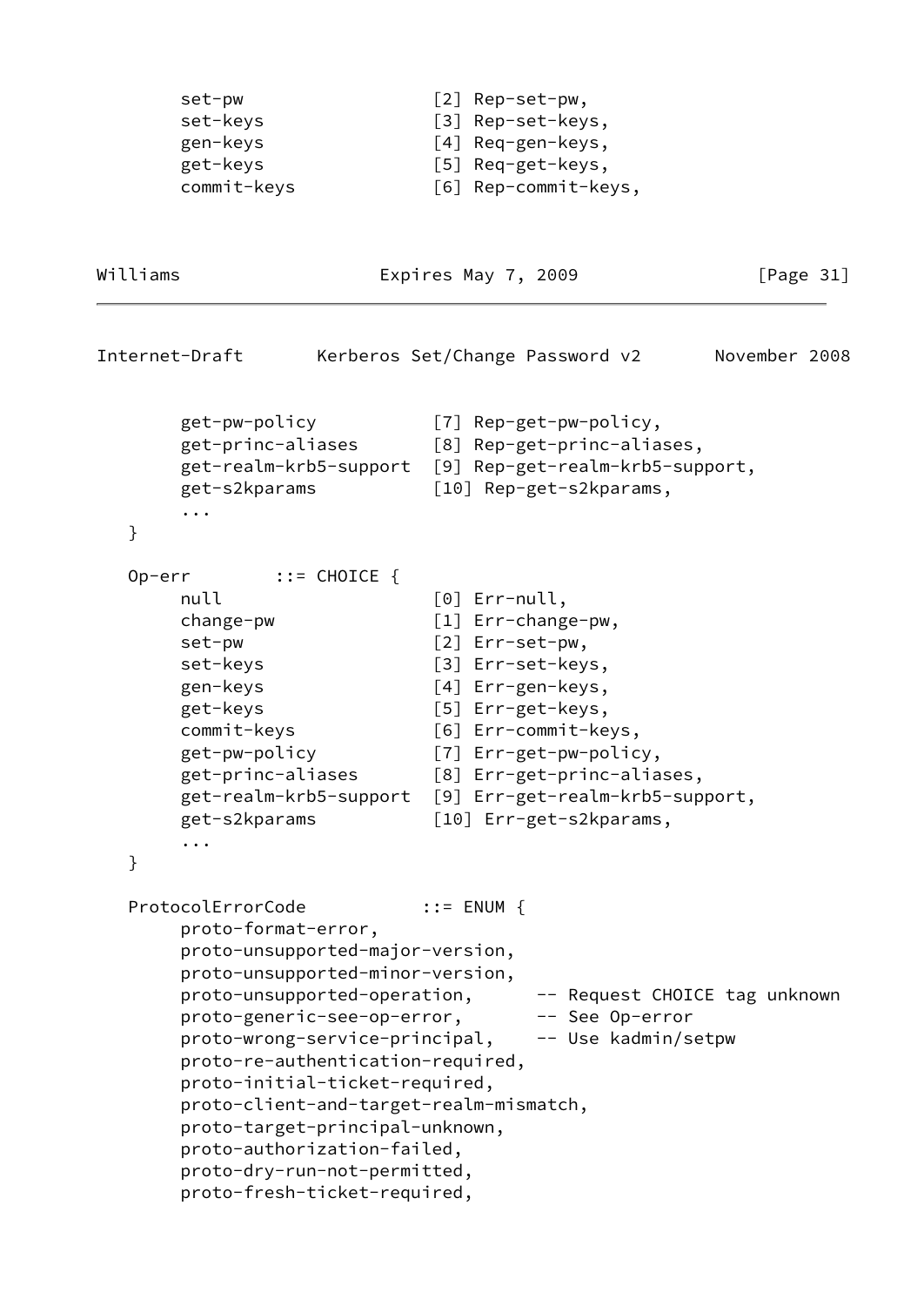```
        set-pw                  [2] Rep-set-pw,
        set-keys                [3] Rep-set-keys,
        gen-keys                [4] Req-gen-keys,
        get-keys                [5] Req-get-keys,
        commit-keys             [6] Rep-commit-keys,
```

```
        get-pw-policy           [7] Rep-get-pw-policy,
        get-princ-aliases       [8] Rep-get-princ-aliases,
        get-realm-krb5-support  [9] Rep-get-realm-krb5-support,
        get-s2kparams           [10] Rep-get-s2kparams,
        ...
   }

   Op-err        ::= CHOICE {
        null                    [0] Err-null,
        change-pw               [1] Err-change-pw,
        set-pw                  [2] Err-set-pw,
        set-keys                [3] Err-set-keys,
        gen-keys                [4] Err-gen-keys,
        get-keys                [5] Err-get-keys,
        commit-keys             [6] Err-commit-keys,
        get-pw-policy           [7] Err-get-pw-policy,
        get-princ-aliases       [8] Err-get-princ-aliases,
        get-realm-krb5-support  [9] Err-get-realm-krb5-support,
        get-s2kparams           [10] Err-get-s2kparams,
        ...
   }

   ProtocolErrorCode           ::= ENUM {
        proto-format-error,
        proto-unsupported-major-version,
        proto-unsupported-minor-version,
        proto-unsupported-operation,      -- Request CHOICE tag unknown
        proto-generic-see-op-error,       -- See Op-error
        proto-wrong-service-principal,    -- Use kadmin/setpw
        proto-re-authentication-required,
        proto-initial-ticket-required,
        proto-client-and-target-realm-mismatch,
        proto-target-principal-unknown,
        proto-authorization-failed,
        proto-dry-run-not-permitted,
        proto-fresh-ticket-required,
```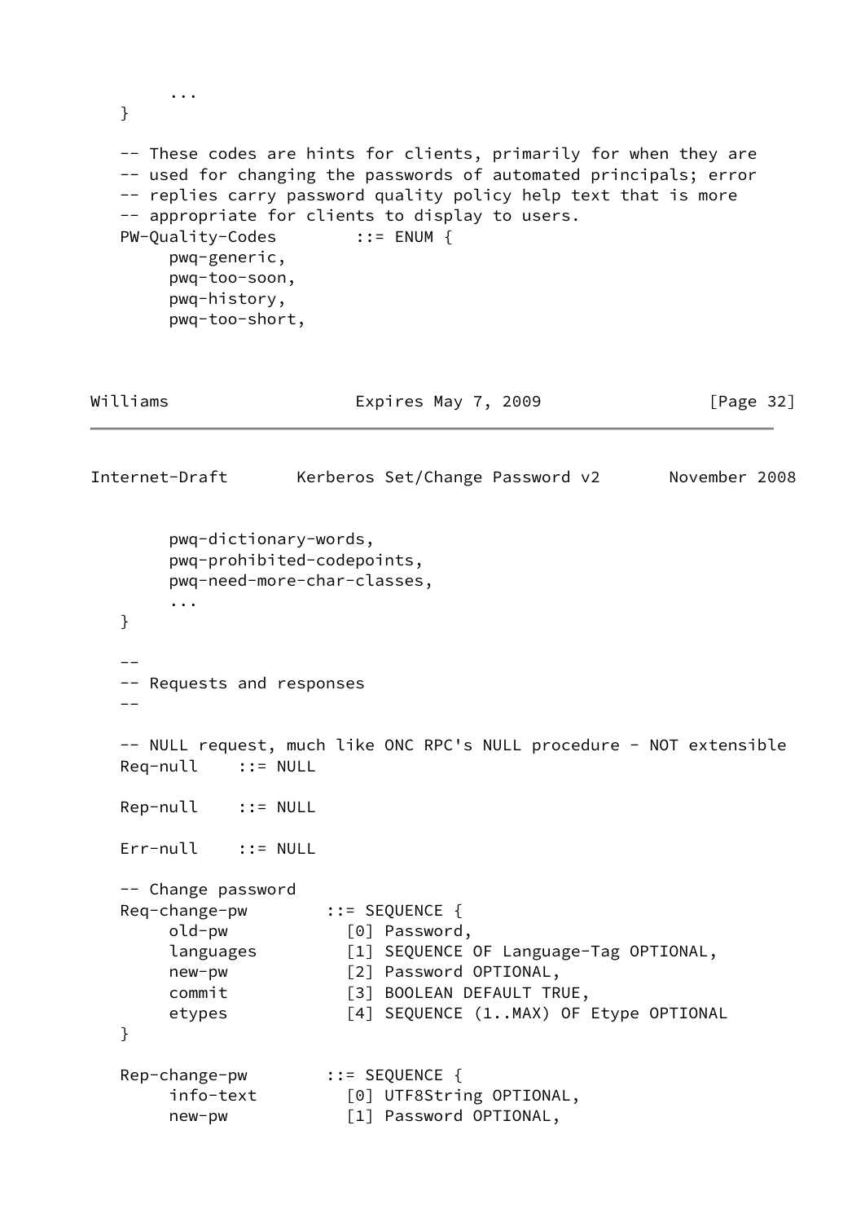```
        ...
   }

   -- These codes are hints for clients, primarily for when they are
   -- used for changing the passwords of automated principals; error
   -- replies carry password quality policy help text that is more
   -- appropriate for clients to display to users.
   PW-Quality-Codes        ::= ENUM {
        pwq-generic,
        pwq-too-soon,
        pwq-history,
        pwq-too-short,
        pwq-dictionary-words,
        pwq-prohibited-codepoints,
        pwq-need-more-char-classes,
        ...
   }

   --
   -- Requests and responses
   --

   -- NULL request, much like ONC RPC's NULL procedure - NOT extensible
   Req-null    ::= NULL

   Rep-null    ::= NULL

   Err-null    ::= NULL

   -- Change password
   Req-change-pw        ::= SEQUENCE {
        old-pw            [0] Password,
        languages         [1] SEQUENCE OF Language-Tag OPTIONAL,
        new-pw            [2] Password OPTIONAL,
        commit            [3] BOOLEAN DEFAULT TRUE,
        etypes            [4] SEQUENCE (1..MAX) OF Etype OPTIONAL
   }

   Rep-change-pw        ::= SEQUENCE {
        info-text         [0] UTF8String OPTIONAL,
        new-pw            [1] Password OPTIONAL,
```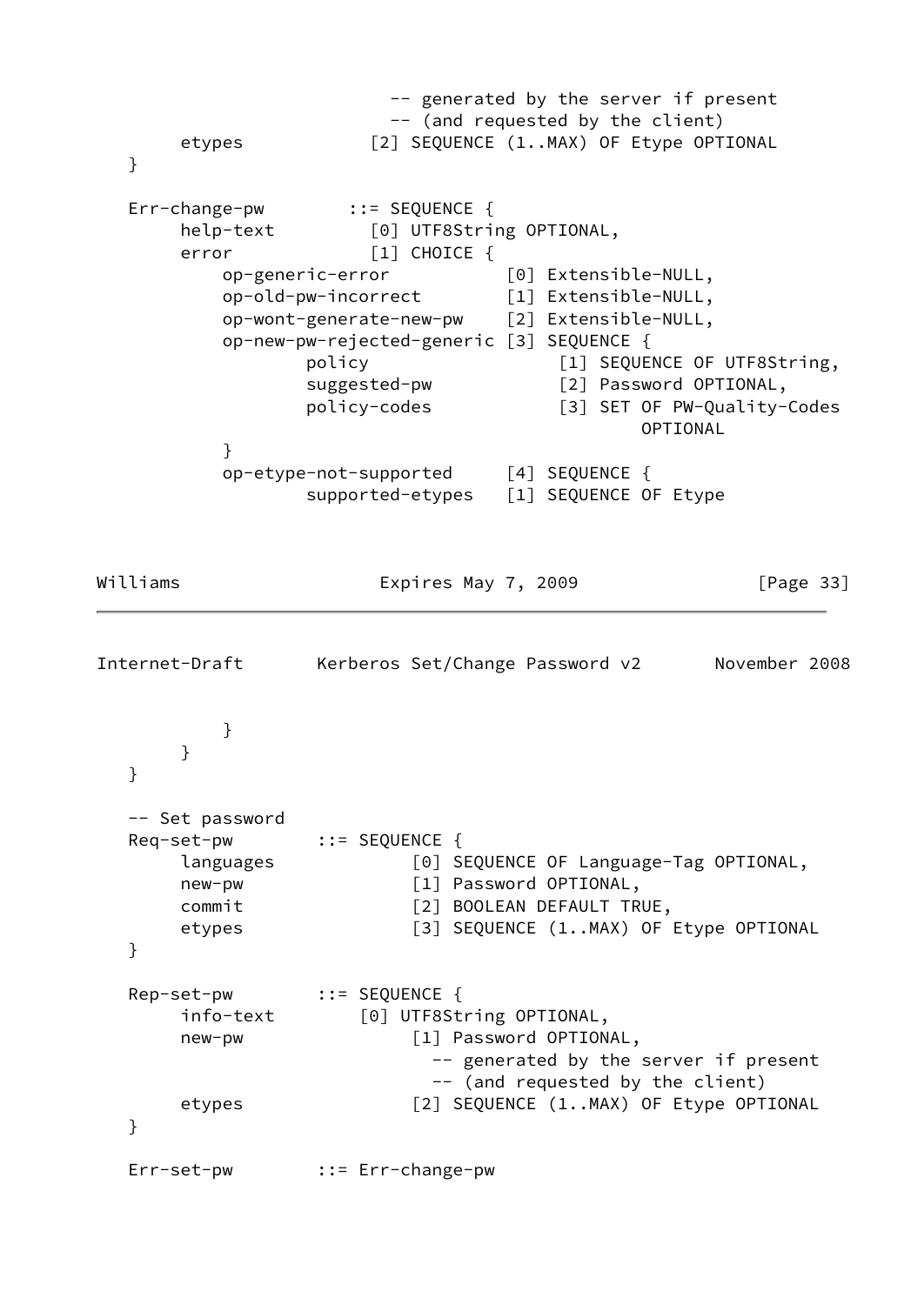```
                          -- generated by the server if present
                          -- (and requested by the client)
        etypes            [2] SEQUENCE (1..MAX) OF Etype OPTIONAL
   }

   Err-change-pw        ::= SEQUENCE {
        help-text         [0] UTF8String OPTIONAL,
        error             [1] CHOICE {
            op-generic-error           [0] Extensible-NULL,
            op-old-pw-incorrect        [1] Extensible-NULL,
            op-wont-generate-new-pw    [2] Extensible-NULL,
            op-new-pw-rejected-generic [3] SEQUENCE {
                    policy                  [1] SEQUENCE OF UTF8String,
                    suggested-pw            [2] Password OPTIONAL,
                    policy-codes            [3] SET OF PW-Quality-Codes
                                                    OPTIONAL
            }
            op-etype-not-supported     [4] SEQUENCE {
                    supported-etypes   [1] SEQUENCE OF Etype
            }
        }
   }

   -- Set password
   Req-set-pw        ::= SEQUENCE {
        languages             [0] SEQUENCE OF Language-Tag OPTIONAL,
        new-pw                [1] Password OPTIONAL,
        commit                [2] BOOLEAN DEFAULT TRUE,
        etypes                [3] SEQUENCE (1..MAX) OF Etype OPTIONAL
   }

   Rep-set-pw        ::= SEQUENCE {
        info-text        [0] UTF8String OPTIONAL,
        new-pw                [1] Password OPTIONAL,
                                -- generated by the server if present
                                -- (and requested by the client)
        etypes                [2] SEQUENCE (1..MAX) OF Etype OPTIONAL
   }

   Err-set-pw        ::= Err-change-pw
```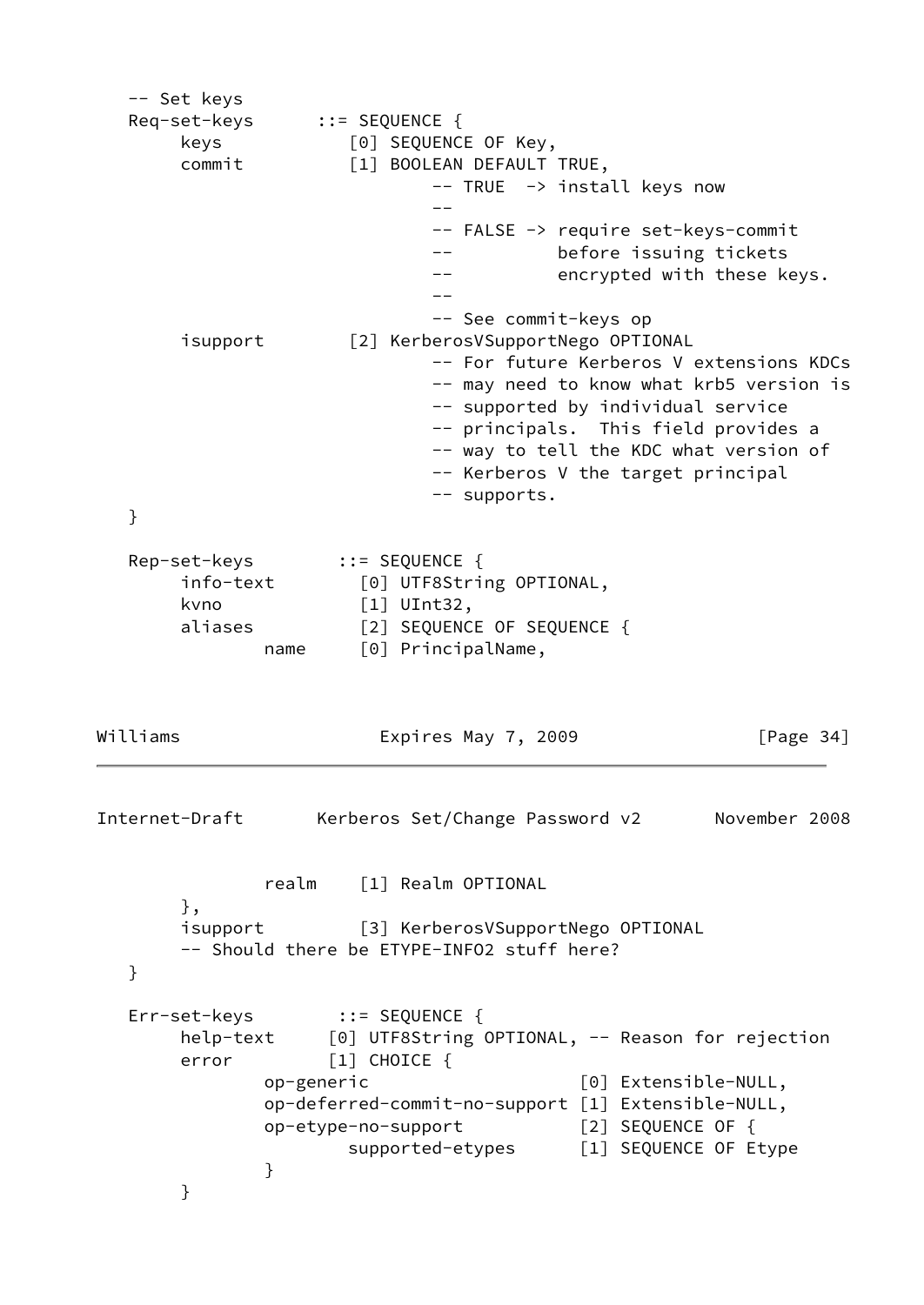```
   -- Set keys
   Req-set-keys      ::= SEQUENCE {
        keys            [0] SEQUENCE OF Key,
        commit          [1] BOOLEAN DEFAULT TRUE,
                                -- TRUE  -> install keys now
                                --
                                -- FALSE -> require set-keys-commit
                                --          before issuing tickets
                                --          encrypted with these keys.
                                --
                                -- See commit-keys op
        isupport        [2] KerberosVSupportNego OPTIONAL
                                -- For future Kerberos V extensions KDCs
                                -- may need to know what krb5 version is
                                -- supported by individual service
                                -- principals.  This field provides a
                                -- way to tell the KDC what version of
                                -- Kerberos V the target principal
                                -- supports.
   }

   Rep-set-keys        ::= SEQUENCE {
        info-text        [0] UTF8String OPTIONAL,
        kvno             [1] UInt32,
        aliases          [2] SEQUENCE OF SEQUENCE {
                name     [0] PrincipalName,
                realm    [1] Realm OPTIONAL
        },
        isupport         [3] KerberosVSupportNego OPTIONAL
        -- Should there be ETYPE-INFO2 stuff here?
   }

   Err-set-keys        ::= SEQUENCE {
        help-text     [0] UTF8String OPTIONAL, -- Reason for rejection
        error         [1] CHOICE {
                op-generic                    [0] Extensible-NULL,
                op-deferred-commit-no-support [1] Extensible-NULL,
                op-etype-no-support           [2] SEQUENCE OF {
                        supported-etypes      [1] SEQUENCE OF Etype
                }
        }
```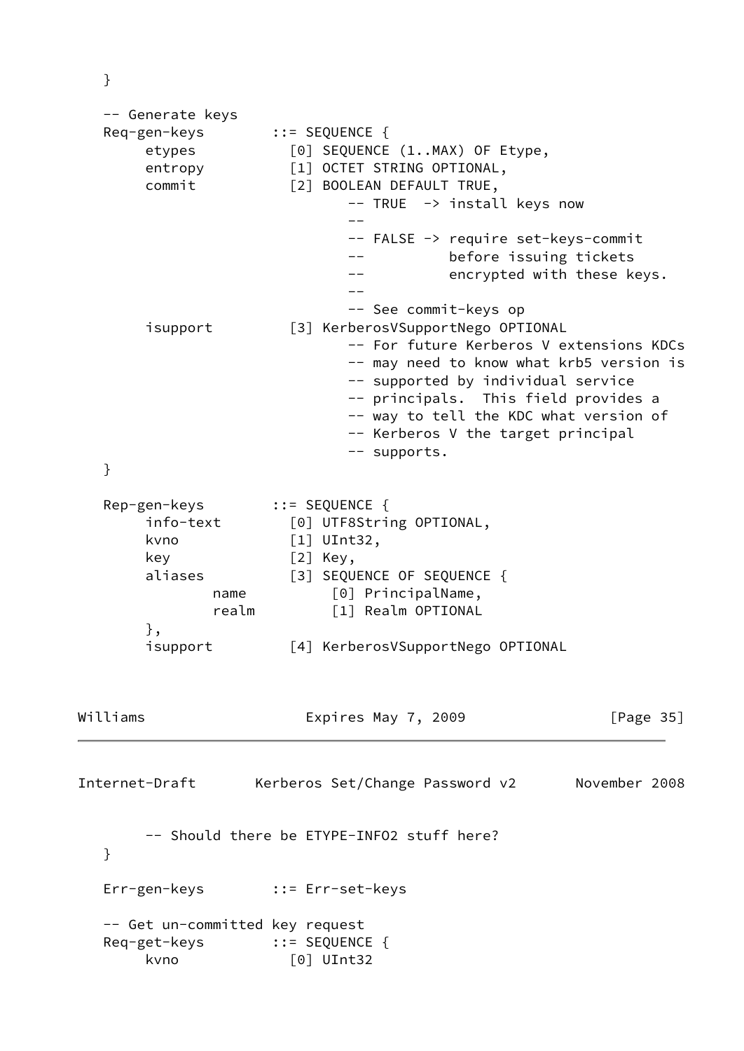```
   }

   -- Generate keys
   Req-gen-keys        ::= SEQUENCE {
        etypes           [0] SEQUENCE (1..MAX) OF Etype,
        entropy          [1] OCTET STRING OPTIONAL,
        commit           [2] BOOLEAN DEFAULT TRUE,
                              -- TRUE  -> install keys now
                              --
                              -- FALSE -> require set-keys-commit
                              --          before issuing tickets
                              --          encrypted with these keys.
                              --
                              -- See commit-keys op
        isupport         [3] KerberosVSupportNego OPTIONAL
                              -- For future Kerberos V extensions KDCs
                              -- may need to know what krb5 version is
                              -- supported by individual service
                              -- principals.  This field provides a
                              -- way to tell the KDC what version of
                              -- Kerberos V the target principal
                              -- supports.
   }

   Rep-gen-keys        ::= SEQUENCE {
        info-text        [0] UTF8String OPTIONAL,
        kvno             [1] UInt32,
        key              [2] Key,
        aliases          [3] SEQUENCE OF SEQUENCE {
                name          [0] PrincipalName,
                realm         [1] Realm OPTIONAL
        },
        isupport         [4] KerberosVSupportNego OPTIONAL

        -- Should there be ETYPE-INFO2 stuff here?
   }

   Err-gen-keys        ::= Err-set-keys

   -- Get un-committed key request
   Req-get-keys        ::= SEQUENCE {
        kvno             [0] UInt32
```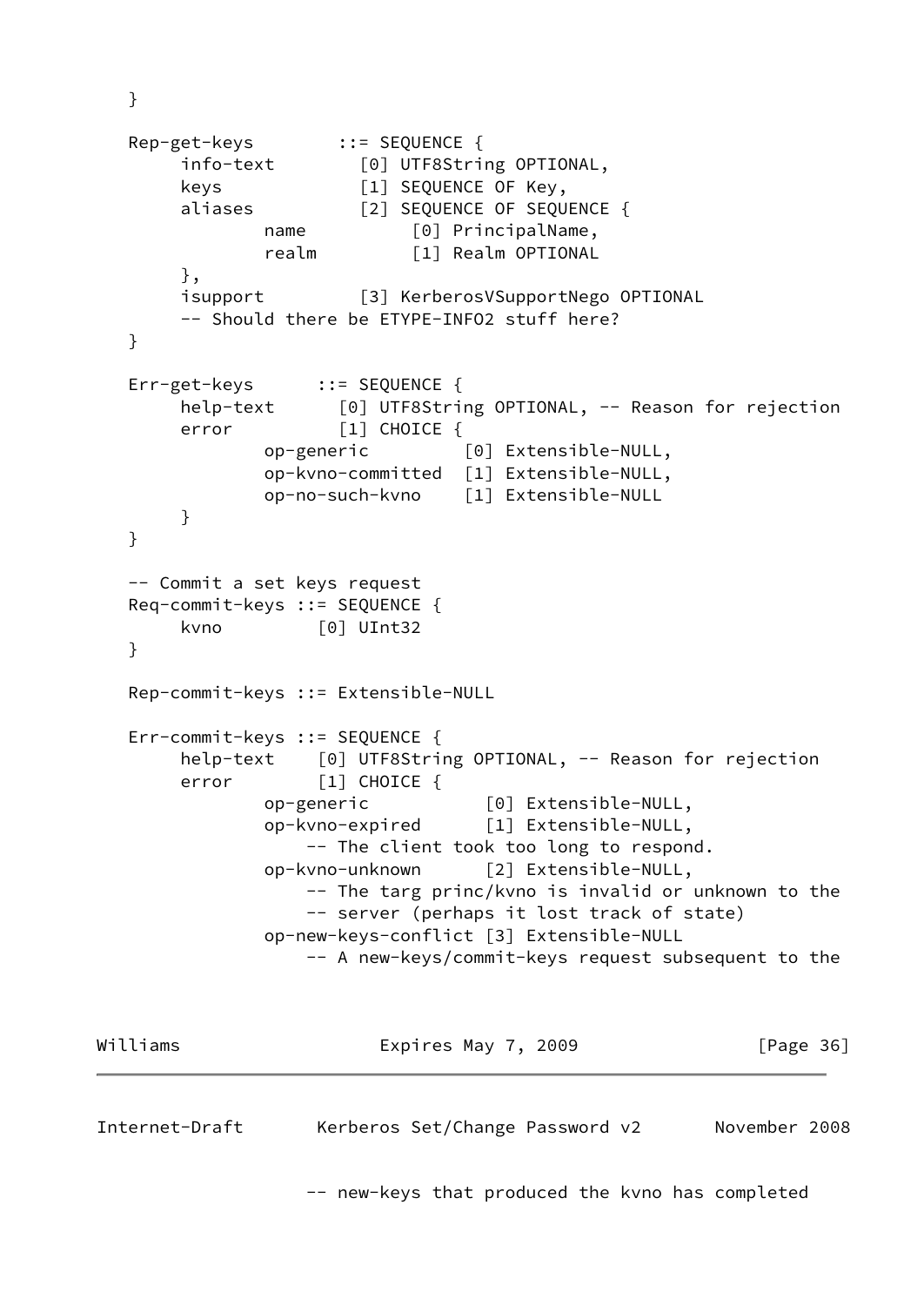```
   }

   Rep-get-keys        ::= SEQUENCE {
        info-text        [0] UTF8String OPTIONAL,
        keys             [1] SEQUENCE OF Key,
        aliases          [2] SEQUENCE OF SEQUENCE {
                name          [0] PrincipalName,
                realm         [1] Realm OPTIONAL
        },
        isupport         [3] KerberosVSupportNego OPTIONAL
        -- Should there be ETYPE-INFO2 stuff here?
   }

   Err-get-keys      ::= SEQUENCE {
        help-text      [0] UTF8String OPTIONAL, -- Reason for rejection
        error          [1] CHOICE {
                op-generic         [0] Extensible-NULL,
                op-kvno-committed  [1] Extensible-NULL,
                op-no-such-kvno    [1] Extensible-NULL
        }
   }

   -- Commit a set keys request
   Req-commit-keys ::= SEQUENCE {
        kvno         [0] UInt32
   }

   Rep-commit-keys ::= Extensible-NULL

   Err-commit-keys ::= SEQUENCE {
        help-text    [0] UTF8String OPTIONAL, -- Reason for rejection
        error        [1] CHOICE {
                op-generic           [0] Extensible-NULL,
                op-kvno-expired      [1] Extensible-NULL,
                    -- The client took too long to respond.
                op-kvno-unknown      [2] Extensible-NULL,
                    -- The targ princ/kvno is invalid or unknown to the
                    -- server (perhaps it lost track of state)
                op-new-keys-conflict [3] Extensible-NULL
                    -- A new-keys/commit-keys request subsequent to the
                    -- new-keys that produced the kvno has completed
```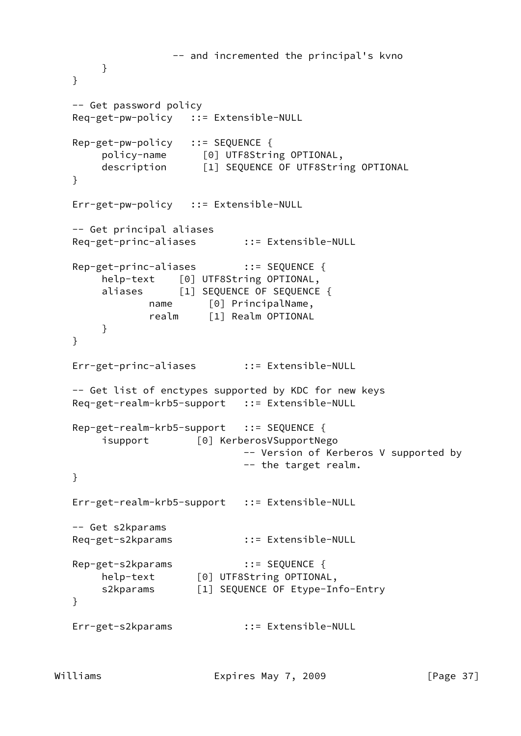```
                   -- and incremented the principal's kvno
        }
   }

   -- Get password policy
   Req-get-pw-policy   ::= Extensible-NULL

   Rep-get-pw-policy   ::= SEQUENCE {
        policy-name      [0] UTF8String OPTIONAL,
        description      [1] SEQUENCE OF UTF8String OPTIONAL
   }

   Err-get-pw-policy   ::= Extensible-NULL

   -- Get principal aliases
   Req-get-princ-aliases        ::= Extensible-NULL

   Rep-get-princ-aliases        ::= SEQUENCE {
        help-text    [0] UTF8String OPTIONAL,
        aliases      [1] SEQUENCE OF SEQUENCE {
                name      [0] PrincipalName,
                realm     [1] Realm OPTIONAL
        }
   }

   Err-get-princ-aliases        ::= Extensible-NULL

   -- Get list of enctypes supported by KDC for new keys
   Req-get-realm-krb5-support   ::= Extensible-NULL

   Rep-get-realm-krb5-support   ::= SEQUENCE {
        isupport        [0] KerberosVSupportNego
                            -- Version of Kerberos V supported by
                            -- the target realm.
   }

   Err-get-realm-krb5-support   ::= Extensible-NULL

   -- Get s2kparams
   Req-get-s2kparams            ::= Extensible-NULL

   Rep-get-s2kparams            ::= SEQUENCE {
        help-text       [0] UTF8String OPTIONAL,
        s2kparams       [1] SEQUENCE OF Etype-Info-Entry
   }

   Err-get-s2kparams            ::= Extensible-NULL
```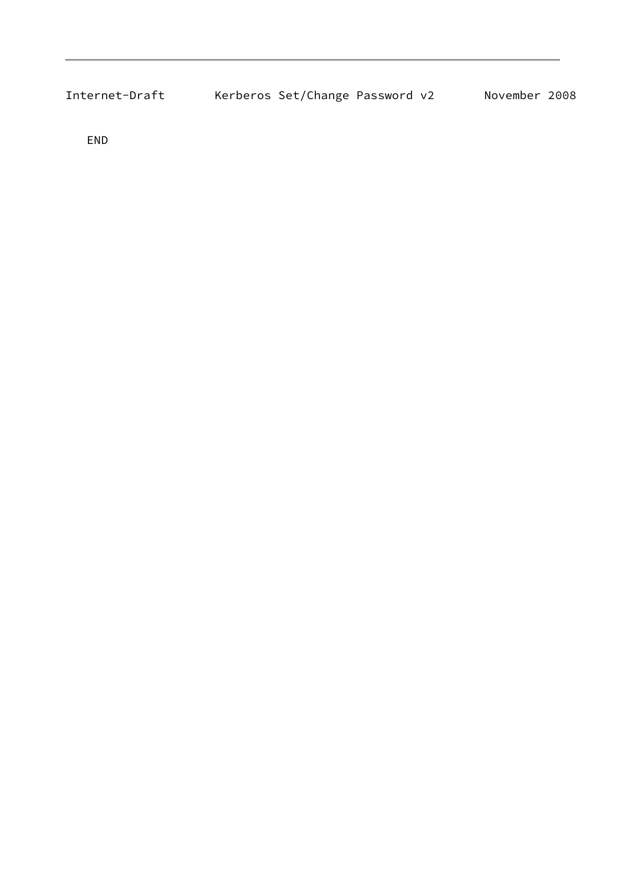END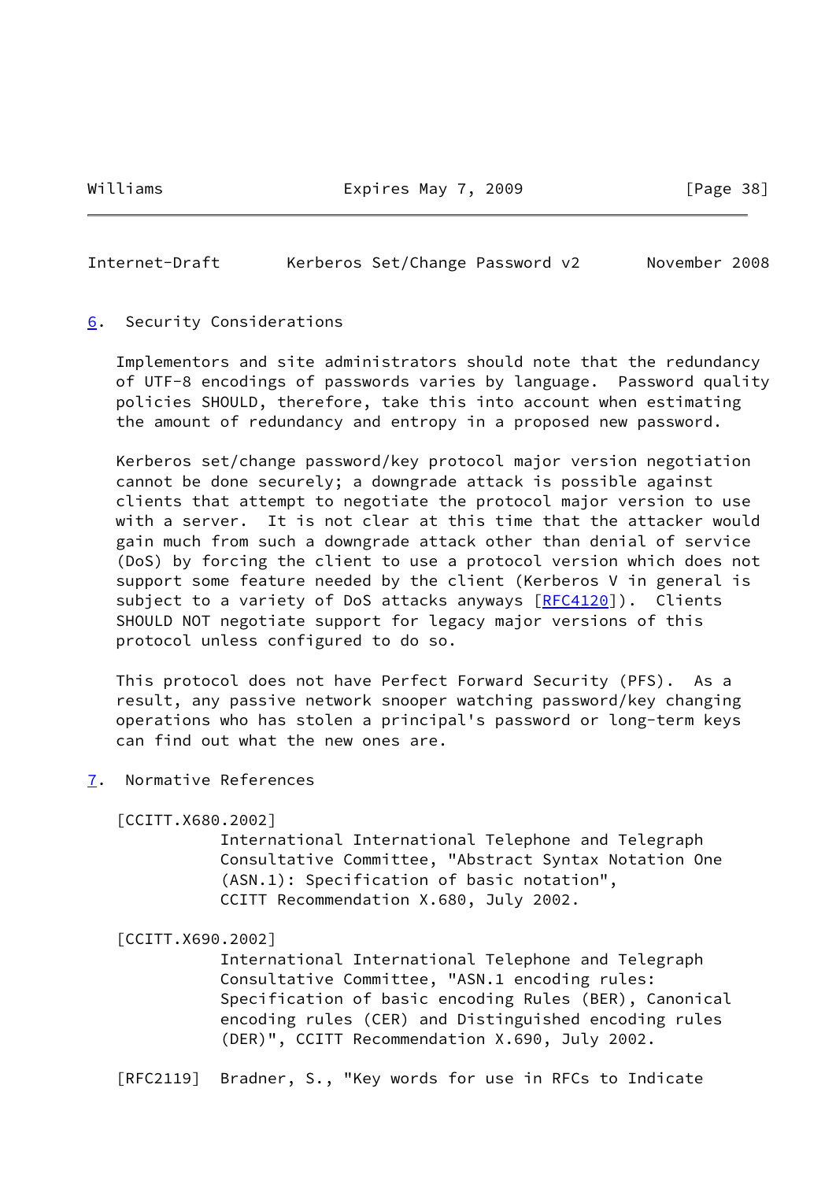## 6. Security Considerations

Implementors and site administrators should note that the redundancy of UTF-8 encodings of passwords varies by language. Password quality policies SHOULD, therefore, take this into account when estimating the amount of redundancy and entropy in a proposed new password.

Kerberos set/change password/key protocol major version negotiation cannot be done securely; a downgrade attack is possible against clients that attempt to negotiate the protocol major version to use with a server. It is not clear at this time that the attacker would gain much from such a downgrade attack other than denial of service (DoS) by forcing the client to use a protocol version which does not support some feature needed by the client (Kerberos V in general is subject to a variety of DoS attacks anyways [RFC4120]). Clients SHOULD NOT negotiate support for legacy major versions of this protocol unless configured to do so.

This protocol does not have Perfect Forward Security (PFS). As a result, any passive network snooper watching password/key changing operations who has stolen a principal's password or long-term keys can find out what the new ones are.

## 7. Normative References

[CCITT.X680.2002]
International International Telephone and Telegraph Consultative Committee, "Abstract Syntax Notation One (ASN.1): Specification of basic notation", CCITT Recommendation X.680, July 2002.

[CCITT.X690.2002]
International International Telephone and Telegraph Consultative Committee, "ASN.1 encoding rules: Specification of basic encoding Rules (BER), Canonical encoding rules (CER) and Distinguished encoding rules (DER)", CCITT Recommendation X.690, July 2002.

[RFC2119] Bradner, S., "Key words for use in RFCs to Indicate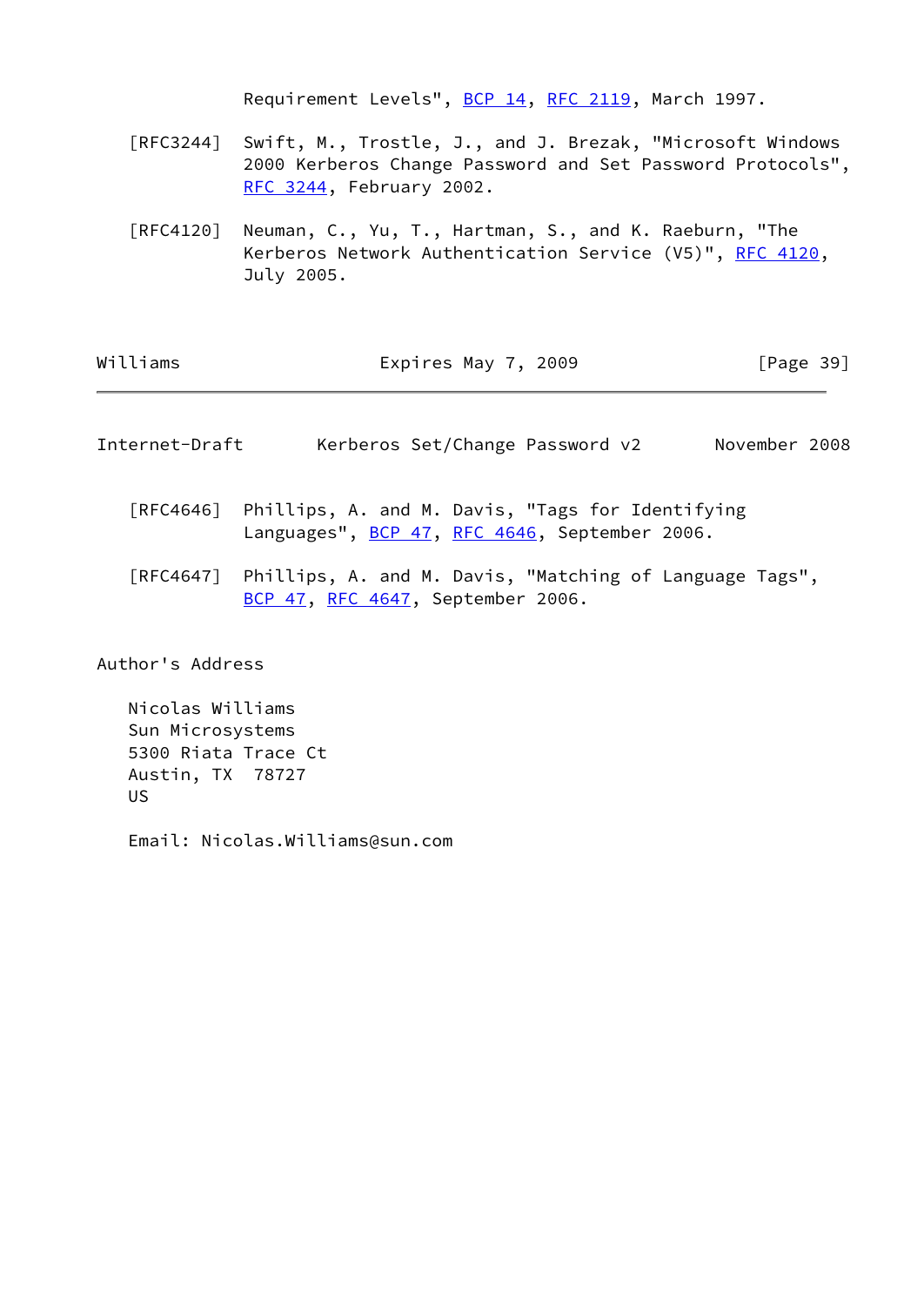Requirement Levels", BCP 14, RFC 2119, March 1997.

[RFC3244] Swift, M., Trostle, J., and J. Brezak, "Microsoft Windows 2000 Kerberos Change Password and Set Password Protocols", RFC 3244, February 2002.

[RFC4120] Neuman, C., Yu, T., Hartman, S., and K. Raeburn, "The Kerberos Network Authentication Service (V5)", RFC 4120, July 2005.

[RFC4646] Phillips, A. and M. Davis, "Tags for Identifying Languages", BCP 47, RFC 4646, September 2006.

[RFC4647] Phillips, A. and M. Davis, "Matching of Language Tags", BCP 47, RFC 4647, September 2006.

# Author's Address

Nicolas Williams
Sun Microsystems
5300 Riata Trace Ct
Austin, TX 78727
US

Email: Nicolas.Williams@sun.com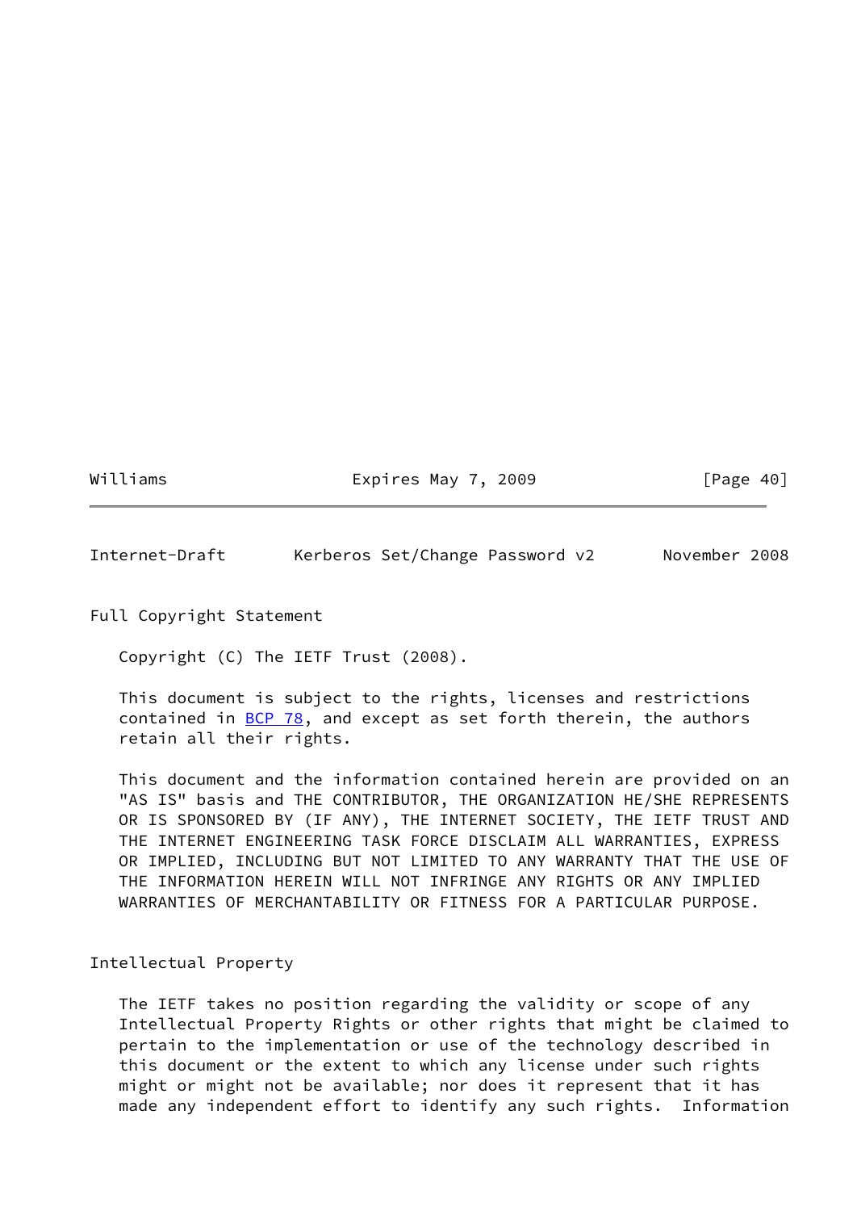## Full Copyright Statement

Copyright (C) The IETF Trust (2008).

This document is subject to the rights, licenses and restrictions contained in BCP 78, and except as set forth therein, the authors retain all their rights.

This document and the information contained herein are provided on an "AS IS" basis and THE CONTRIBUTOR, THE ORGANIZATION HE/SHE REPRESENTS OR IS SPONSORED BY (IF ANY), THE INTERNET SOCIETY, THE IETF TRUST AND THE INTERNET ENGINEERING TASK FORCE DISCLAIM ALL WARRANTIES, EXPRESS OR IMPLIED, INCLUDING BUT NOT LIMITED TO ANY WARRANTY THAT THE USE OF THE INFORMATION HEREIN WILL NOT INFRINGE ANY RIGHTS OR ANY IMPLIED WARRANTIES OF MERCHANTABILITY OR FITNESS FOR A PARTICULAR PURPOSE.

## Intellectual Property

The IETF takes no position regarding the validity or scope of any Intellectual Property Rights or other rights that might be claimed to pertain to the implementation or use of the technology described in this document or the extent to which any license under such rights might or might not be available; nor does it represent that it has made any independent effort to identify any such rights. Information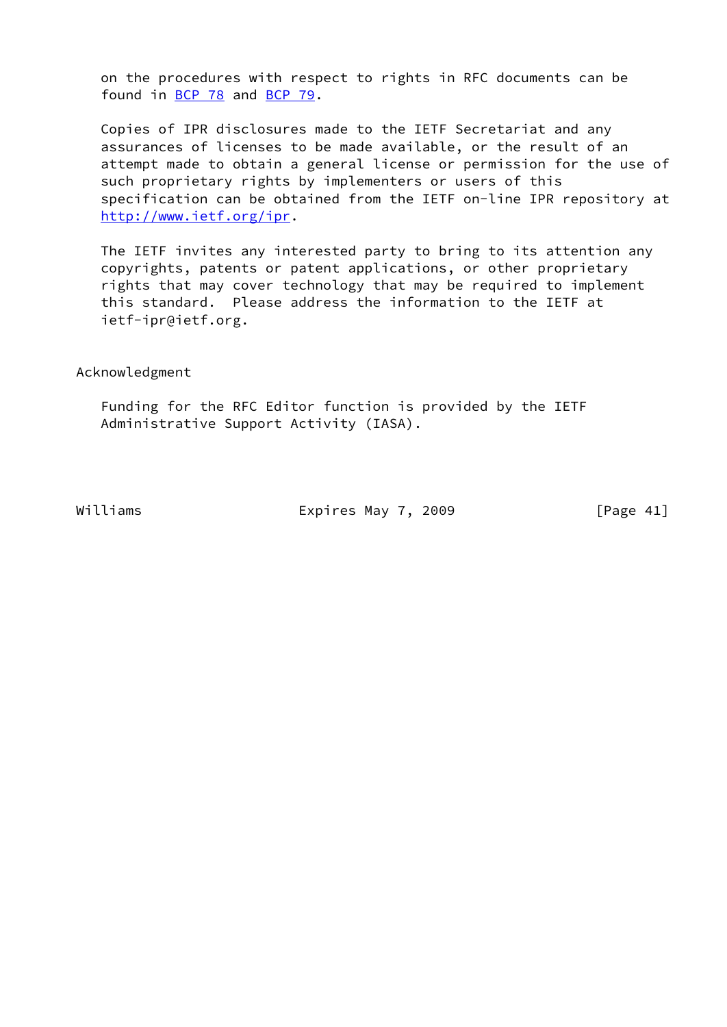on the procedures with respect to rights in RFC documents can be found in BCP 78 and BCP 79.

Copies of IPR disclosures made to the IETF Secretariat and any assurances of licenses to be made available, or the result of an attempt made to obtain a general license or permission for the use of such proprietary rights by implementers or users of this specification can be obtained from the IETF on-line IPR repository at http://www.ietf.org/ipr.

The IETF invites any interested party to bring to its attention any copyrights, patents or patent applications, or other proprietary rights that may cover technology that may be required to implement this standard. Please address the information to the IETF at ietf-ipr@ietf.org.

## Acknowledgment

Funding for the RFC Editor function is provided by the IETF Administrative Support Activity (IASA).